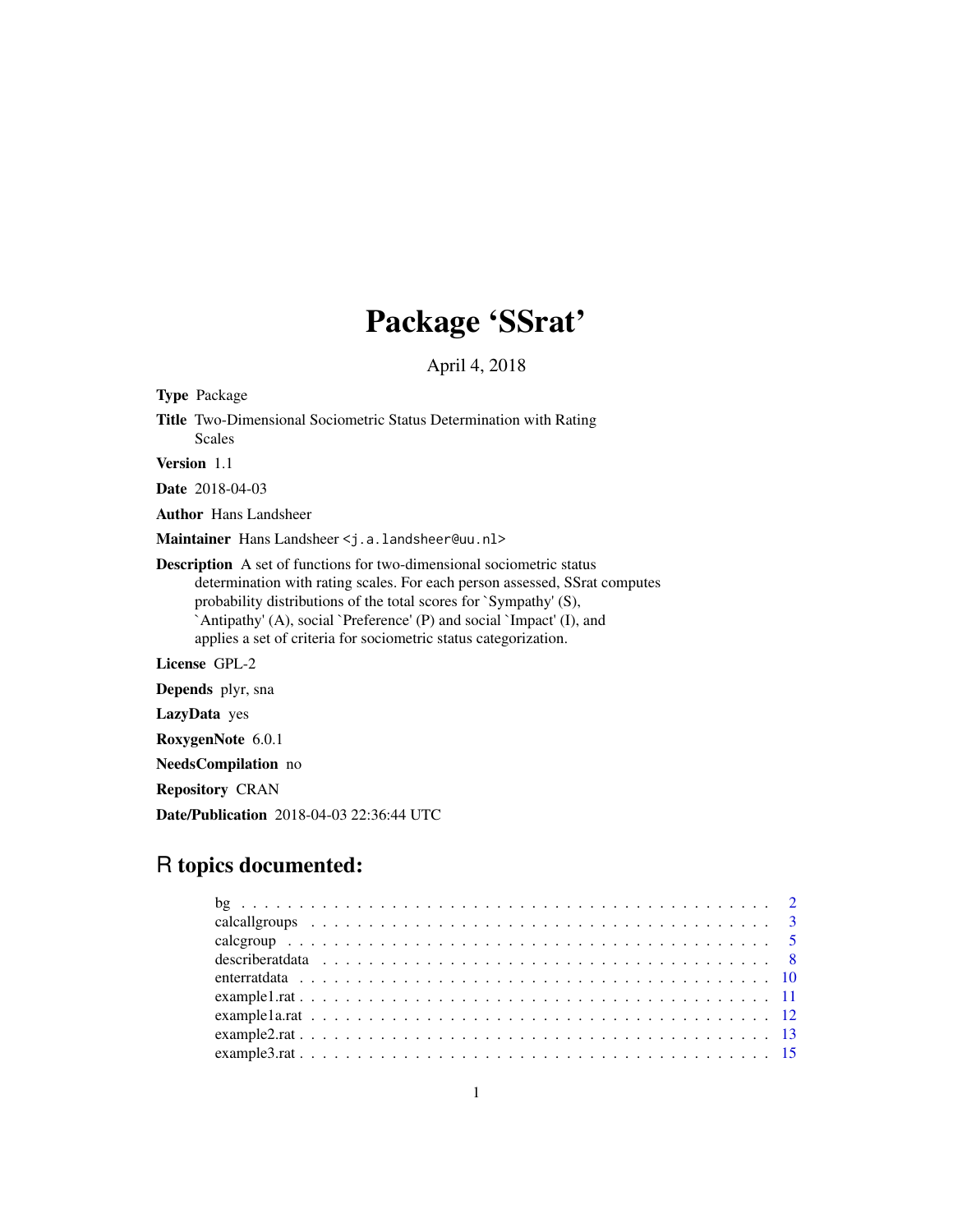# Package 'SSrat'

April 4, 2018

**Type** Package

**Title** Two-Dimensional Sociometric Status Determination with Rating Scales

**Version** 1.1

**Date** 2018-04-03

**Author** Hans Landsheer

**Maintainer** Hans Landsheer <j.a.landsheer@uu.nl>

**Description** A set of functions for two-dimensional sociometric status determination with rating scales. For each person assessed, SSrat computes probability distributions of the total scores for `Sympathy' (S), `Antipathy' (A), social `Preference' (P) and social `Impact' (I), and applies a set of criteria for sociometric status categorization.

**License** GPL-2

**Depends** plyr, sna

**LazyData** yes

**RoxygenNote** 6.0.1

**NeedsCompilation** no

**Repository** CRAN

**Date/Publication** 2018-04-03 22:36:44 UTC

## R topics documented:

| | |
|---|---|
| bg | 2 |
| calcallgroups | 3 |
| calcgroup | 5 |
| describeratdata | 8 |
| enterratdata | 10 |
| example1.rat | 11 |
| example1a.rat | 12 |
| example2.rat | 13 |
| example3.rat | 15 |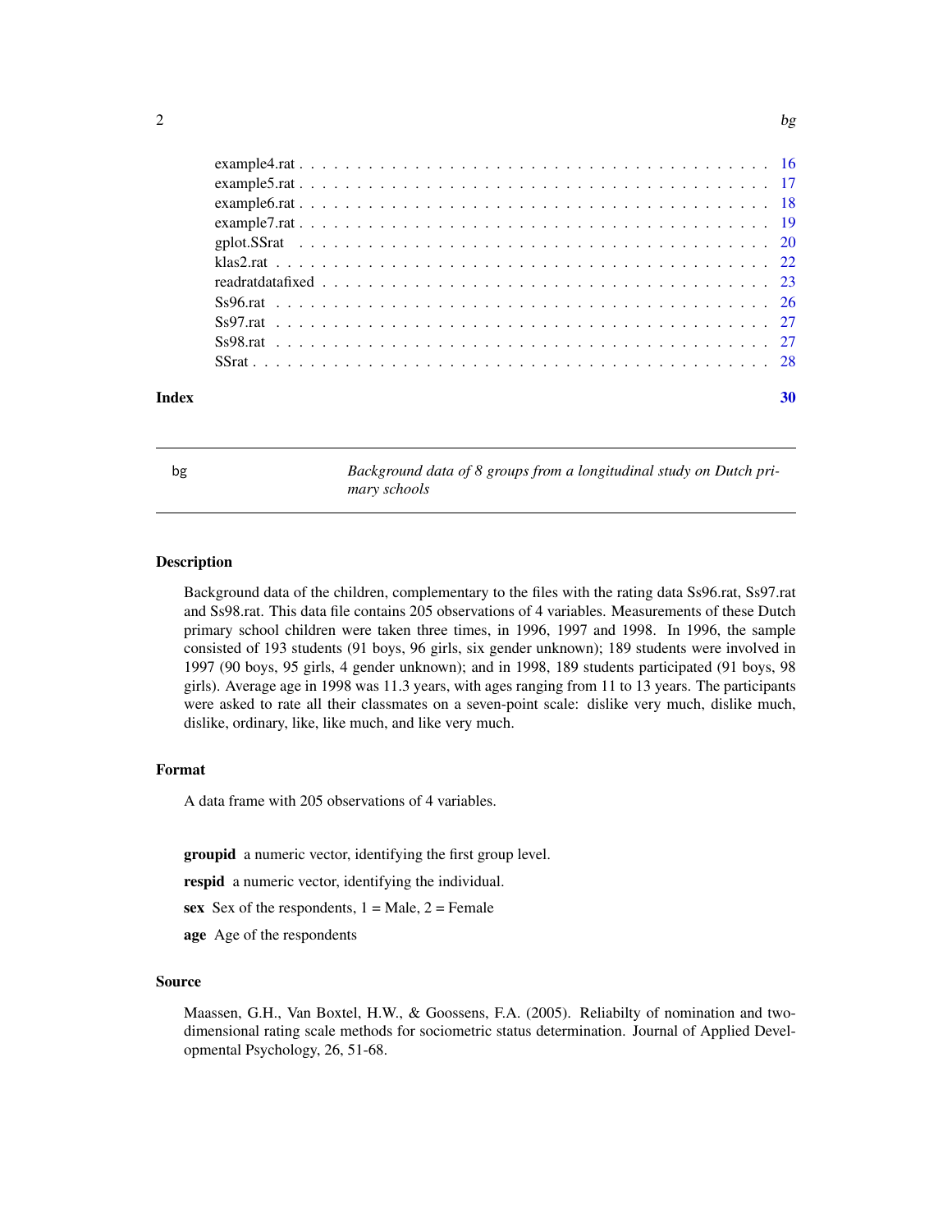example4.rat . . . . . . . . . . . . . . . . . . . . . . . . . . . . . . . . . . . . . . 16
example5.rat . . . . . . . . . . . . . . . . . . . . . . . . . . . . . . . . . . . . . . 17
example6.rat . . . . . . . . . . . . . . . . . . . . . . . . . . . . . . . . . . . . . . 18
example7.rat . . . . . . . . . . . . . . . . . . . . . . . . . . . . . . . . . . . . . . 19
gplot.SSrat . . . . . . . . . . . . . . . . . . . . . . . . . . . . . . . . . . . . . . 20
klas2.rat . . . . . . . . . . . . . . . . . . . . . . . . . . . . . . . . . . . . . . . 22
readratdatafixed . . . . . . . . . . . . . . . . . . . . . . . . . . . . . . . . . . . 23
Ss96.rat . . . . . . . . . . . . . . . . . . . . . . . . . . . . . . . . . . . . . . . 26
Ss97.rat . . . . . . . . . . . . . . . . . . . . . . . . . . . . . . . . . . . . . . . 27
Ss98.rat . . . . . . . . . . . . . . . . . . . . . . . . . . . . . . . . . . . . . . . 27
SSrat . . . . . . . . . . . . . . . . . . . . . . . . . . . . . . . . . . . . . . . . 28

**Index** 30

---

## bg — *Background data of 8 groups from a longitudinal study on Dutch primary schools*

### Description

Background data of the children, complementary to the files with the rating data Ss96.rat, Ss97.rat and Ss98.rat. This data file contains 205 observations of 4 variables. Measurements of these Dutch primary school children were taken three times, in 1996, 1997 and 1998. In 1996, the sample consisted of 193 students (91 boys, 96 girls, six gender unknown); 189 students were involved in 1997 (90 boys, 95 girls, 4 gender unknown); and in 1998, 189 students participated (91 boys, 98 girls). Average age in 1998 was 11.3 years, with ages ranging from 11 to 13 years. The participants were asked to rate all their classmates on a seven-point scale: dislike very much, dislike much, dislike, ordinary, like, like much, and like very much.

### Format

A data frame with 205 observations of 4 variables.

**groupid** a numeric vector, identifying the first group level.

**respid** a numeric vector, identifying the individual.

**sex** Sex of the respondents, 1 = Male, 2 = Female

**age** Age of the respondents

### Source

Maassen, G.H., Van Boxtel, H.W., & Goossens, F.A. (2005). Reliabilty of nomination and two-dimensional rating scale methods for sociometric status determination. Journal of Applied Developmental Psychology, 26, 51-68.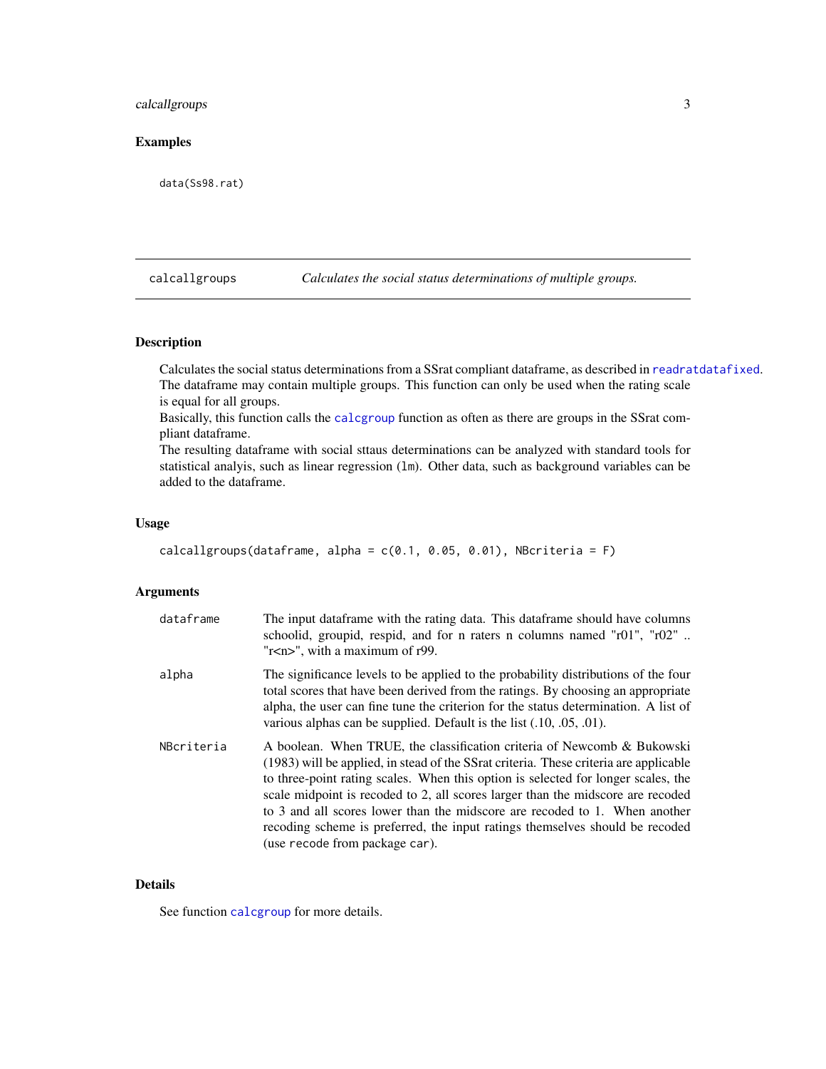## Examples

```
data(Ss98.rat)
```

---

# calcallgroups — *Calculates the social status determinations of multiple groups.*

## Description

Calculates the social status determinations from a SSrat compliant dataframe, as described in readratdatafixed. The dataframe may contain multiple groups. This function can only be used when the rating scale is equal for all groups.
Basically, this function calls the calcgroup function as often as there are groups in the SSrat compliant dataframe.
The resulting dataframe with social sttaus determinations can be analyzed with standard tools for statistical analyis, such as linear regression (`lm`). Other data, such as background variables can be added to the dataframe.

## Usage

```
calcallgroups(dataframe, alpha = c(0.1, 0.05, 0.01), NBcriteria = F)
```

## Arguments

| | |
|---|---|
| `dataframe` | The input dataframe with the rating data. This dataframe should have columns schoolid, groupid, respid, and for n raters n columns named "r01", "r02" .. "r<n>", with a maximum of r99. |
| `alpha` | The significance levels to be applied to the probability distributions of the four total scores that have been derived from the ratings. By choosing an appropriate alpha, the user can fine tune the criterion for the status determination. A list of various alphas can be supplied. Default is the list (.10, .05, .01). |
| `NBcriteria` | A boolean. When TRUE, the classification criteria of Newcomb & Bukowski (1983) will be applied, in stead of the SSrat criteria. These criteria are applicable to three-point rating scales. When this option is selected for longer scales, the scale midpoint is recoded to 2, all scores larger than the midscore are recoded to 3 and all scores lower than the midscore are recoded to 1. When another recoding scheme is preferred, the input ratings themselves should be recoded (use `recode` from package `car`). |

## Details

See function calcgroup for more details.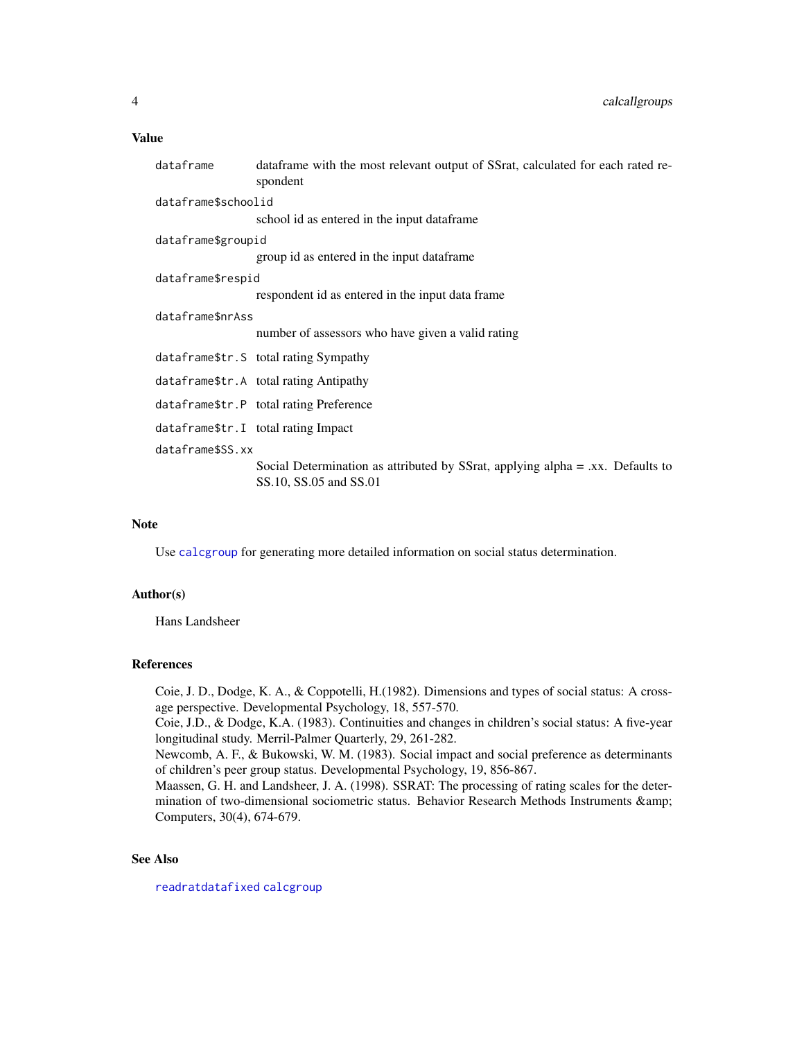## Value

| | |
|---|---|
| `dataframe` | dataframe with the most relevant output of SSrat, calculated for each rated respondent |
| `dataframe$schoolid` | school id as entered in the input dataframe |
| `dataframe$groupid` | group id as entered in the input dataframe |
| `dataframe$respid` | respondent id as entered in the input data frame |
| `dataframe$nrAss` | number of assessors who have given a valid rating |
| `dataframe$tr.S` | total rating Sympathy |
| `dataframe$tr.A` | total rating Antipathy |
| `dataframe$tr.P` | total rating Preference |
| `dataframe$tr.I` | total rating Impact |
| `dataframe$SS.xx` | Social Determination as attributed by SSrat, applying alpha = .xx. Defaults to SS.10, SS.05 and SS.01 |

## Note

Use `calcgroup` for generating more detailed information on social status determination.

## Author(s)

Hans Landsheer

## References

Coie, J. D., Dodge, K. A., & Coppotelli, H.(1982). Dimensions and types of social status: A cross-age perspective. Developmental Psychology, 18, 557-570.
Coie, J.D., & Dodge, K.A. (1983). Continuities and changes in children's social status: A five-year longitudinal study. Merril-Palmer Quarterly, 29, 261-282.
Newcomb, A. F., & Bukowski, W. M. (1983). Social impact and social preference as determinants of children's peer group status. Developmental Psychology, 19, 856-867.
Maassen, G. H. and Landsheer, J. A. (1998). SSRAT: The processing of rating scales for the determination of two-dimensional sociometric status. Behavior Research Methods Instruments &amp; Computers, 30(4), 674-679.

## See Also

`readratdatafixed` `calcgroup`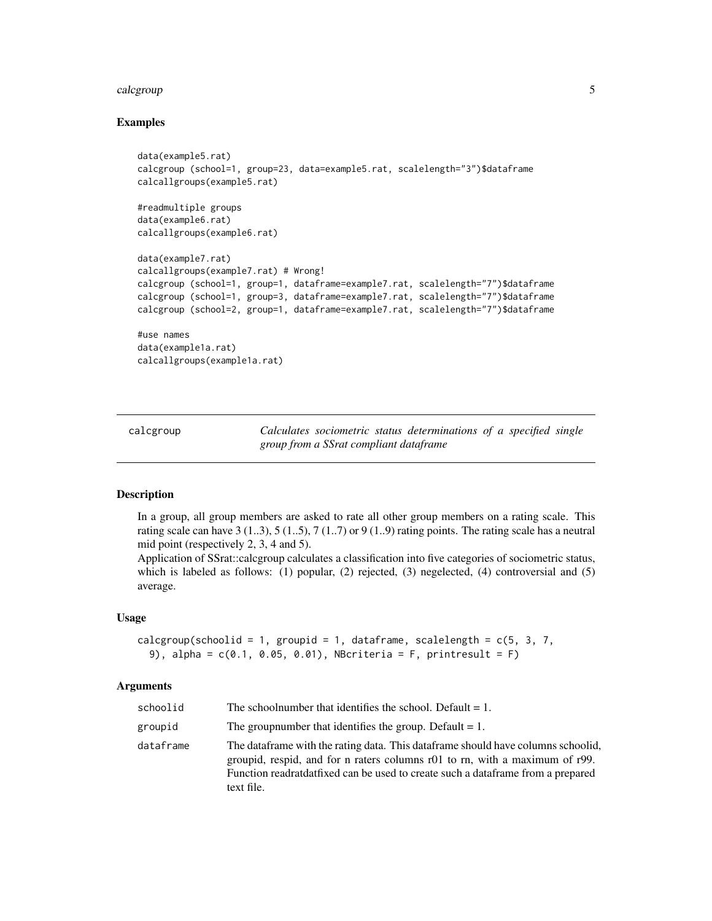## Examples

```
data(example5.rat)
calcgroup (school=1, group=23, data=example5.rat, scalelength="3")$dataframe
calcallgroups(example5.rat)

#readmultiple groups
data(example6.rat)
calcallgroups(example6.rat)

data(example7.rat)
calcallgroups(example7.rat) # Wrong!
calcgroup (school=1, group=1, dataframe=example7.rat, scalelength="7")$dataframe
calcgroup (school=1, group=3, dataframe=example7.rat, scalelength="7")$dataframe
calcgroup (school=2, group=1, dataframe=example7.rat, scalelength="7")$dataframe

#use names
data(example1a.rat)
calcallgroups(example1a.rat)
```

---

# calcgroup

*Calculates sociometric status determinations of a specified single group from a SSrat compliant dataframe*

---

## Description

In a group, all group members are asked to rate all other group members on a rating scale. This rating scale can have 3 (1..3), 5 (1..5), 7 (1..7) or 9 (1..9) rating points. The rating scale has a neutral mid point (respectively 2, 3, 4 and 5).

Application of SSrat::calcgroup calculates a classification into five categories of sociometric status, which is labeled as follows: (1) popular, (2) rejected, (3) negelected, (4) controversial and (5) average.

## Usage

```
calcgroup(schoolid = 1, groupid = 1, dataframe, scalelength = c(5, 3, 7,
  9), alpha = c(0.1, 0.05, 0.01), NBcriteria = F, printresult = F)
```

## Arguments

| | |
|---|---|
| schoolid | The schoolnumber that identifies the school. Default = 1. |
| groupid | The groupnumber that identifies the group. Default = 1. |
| dataframe | The dataframe with the rating data. This dataframe should have columns schoolid, groupid, respid, and for n raters columns r01 to rn, with a maximum of r99. Function readratdatfixed can be used to create such a dataframe from a prepared text file. |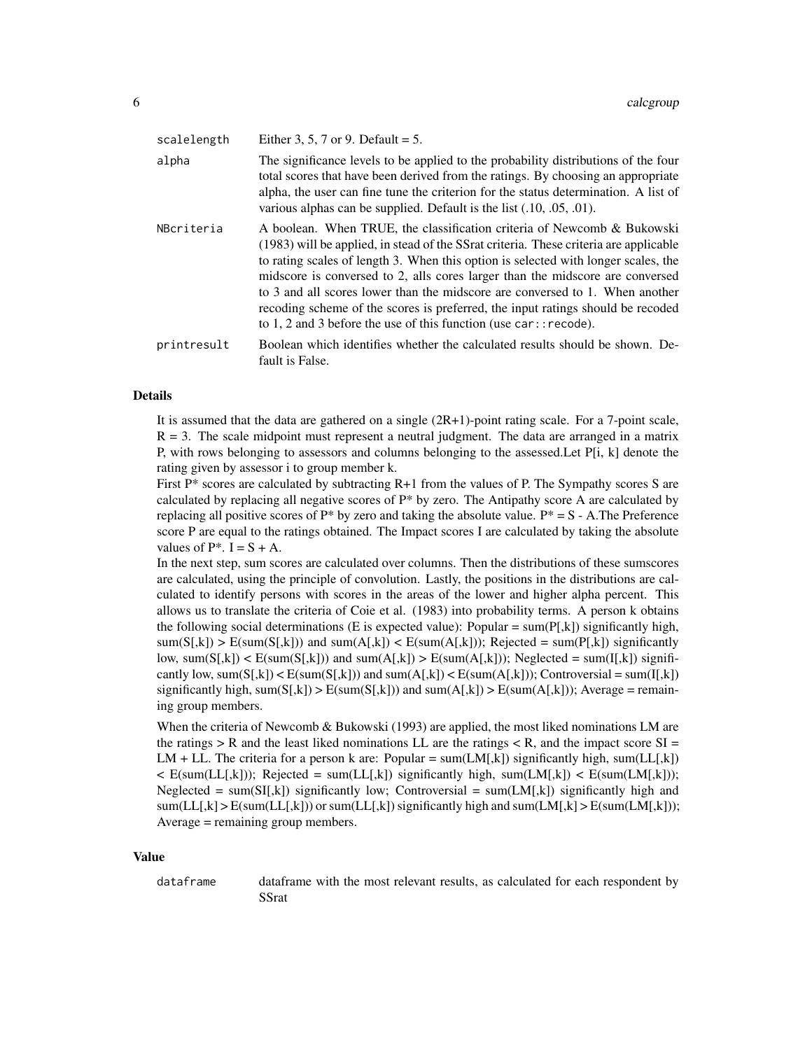| | |
|---|---|
| scalelength | Either 3, 5, 7 or 9. Default = 5. |
| alpha | The significance levels to be applied to the probability distributions of the four total scores that have been derived from the ratings. By choosing an appropriate alpha, the user can fine tune the criterion for the status determination. A list of various alphas can be supplied. Default is the list (.10, .05, .01). |
| NBcriteria | A boolean. When TRUE, the classification criteria of Newcomb & Bukowski (1983) will be applied, in stead of the SSrat criteria. These criteria are applicable to rating scales of length 3. When this option is selected with longer scales, the midscore is conversed to 2, alls cores larger than the midscore are conversed to 3 and all scores lower than the midscore are conversed to 1. When another recoding scheme of the scores is preferred, the input ratings should be recoded to 1, 2 and 3 before the use of this function (use `car::recode`). |
| printresult | Boolean which identifies whether the calculated results should be shown. Default is False. |

## Details

It is assumed that the data are gathered on a single (2R+1)-point rating scale. For a 7-point scale, R = 3. The scale midpoint must represent a neutral judgment. The data are arranged in a matrix P, with rows belonging to assessors and columns belonging to the assessed.Let P[i, k] denote the rating given by assessor i to group member k.

First P* scores are calculated by subtracting R+1 from the values of P. The Sympathy scores S are calculated by replacing all negative scores of P* by zero. The Antipathy score A are calculated by replacing all positive scores of P* by zero and taking the absolute value. P* = S - A.The Preference score P are equal to the ratings obtained. The Impact scores I are calculated by taking the absolute values of P*. I = S + A.

In the next step, sum scores are calculated over columns. Then the distributions of these sumscores are calculated, using the principle of convolution. Lastly, the positions in the distributions are calculated to identify persons with scores in the areas of the lower and higher alpha percent. This allows us to translate the criteria of Coie et al. (1983) into probability terms. A person k obtains the following social determinations (E is expected value): Popular = sum(P[,k]) significantly high, sum(S[,k]) > E(sum(S[,k])) and sum(A[,k]) < E(sum(A[,k])); Rejected = sum(P[,k]) significantly low, sum(S[,k]) < E(sum(S[,k])) and sum(A[,k]) > E(sum(A[,k])); Neglected = sum(I[,k]) significantly low, sum(S[,k]) < E(sum(S[,k])) and sum(A[,k]) < E(sum(A[,k])); Controversial = sum(I[,k]) significantly high, sum(S[,k]) > E(sum(S[,k])) and sum(A[,k]) > E(sum(A[,k])); Average = remaining group members.

When the criteria of Newcomb & Bukowski (1993) are applied, the most liked nominations LM are the ratings > R and the least liked nominations LL are the ratings < R, and the impact score SI = LM + LL. The criteria for a person k are: Popular = sum(LM[,k]) significantly high, sum(LL[,k]) < E(sum(LL[,k])); Rejected = sum(LL[,k]) significantly high, sum(LM[,k]) < E(sum(LM[,k])); Neglected = sum(SI[,k]) significantly low; Controversial = sum(LM[,k]) significantly high and sum(LL[,k] > E(sum(LL[,k])) or sum(LL[,k]) significantly high and sum(LM[,k] > E(sum(LM[,k])); Average = remaining group members.

## Value

| | |
|---|---|
| dataframe | dataframe with the most relevant results, as calculated for each respondent by SSrat |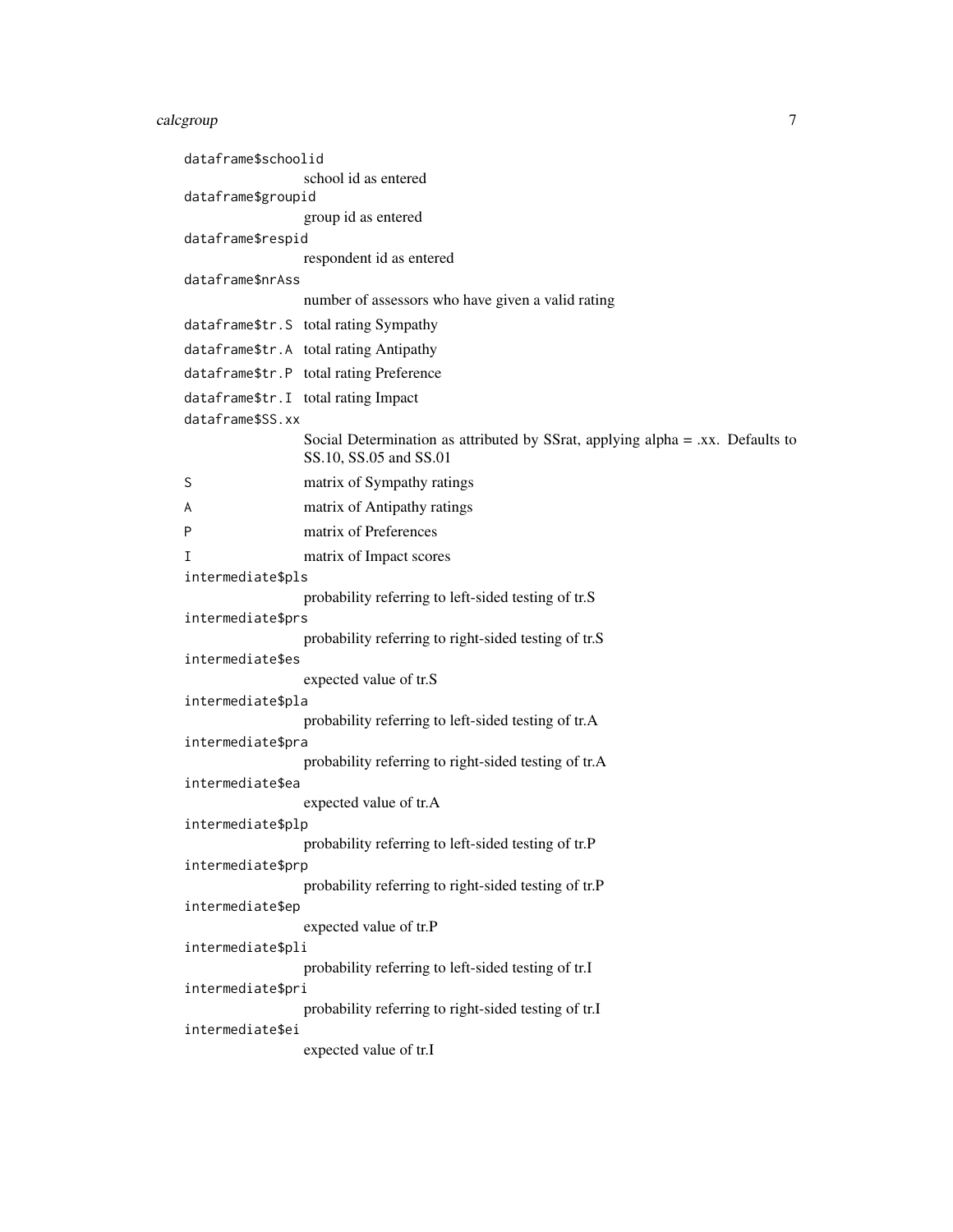`dataframe$schoolid`
: school id as entered

`dataframe$groupid`
: group id as entered

`dataframe$respid`
: respondent id as entered

`dataframe$nrAss`
: number of assessors who have given a valid rating

`dataframe$tr.S`
: total rating Sympathy

`dataframe$tr.A`
: total rating Antipathy

`dataframe$tr.P`
: total rating Preference

`dataframe$tr.I`
: total rating Impact

`dataframe$SS.xx`
: Social Determination as attributed by SSrat, applying alpha = .xx. Defaults to SS.10, SS.05 and SS.01

`S`
: matrix of Sympathy ratings

`A`
: matrix of Antipathy ratings

`P`
: matrix of Preferences

`I`
: matrix of Impact scores

`intermediate$pls`
: probability referring to left-sided testing of tr.S

`intermediate$prs`
: probability referring to right-sided testing of tr.S

`intermediate$es`
: expected value of tr.S

`intermediate$pla`
: probability referring to left-sided testing of tr.A

`intermediate$pra`
: probability referring to right-sided testing of tr.A

`intermediate$ea`
: expected value of tr.A

`intermediate$plp`
: probability referring to left-sided testing of tr.P

`intermediate$prp`
: probability referring to right-sided testing of tr.P

`intermediate$ep`
: expected value of tr.P

`intermediate$pli`
: probability referring to left-sided testing of tr.I

`intermediate$pri`
: probability referring to right-sided testing of tr.I

`intermediate$ei`
: expected value of tr.I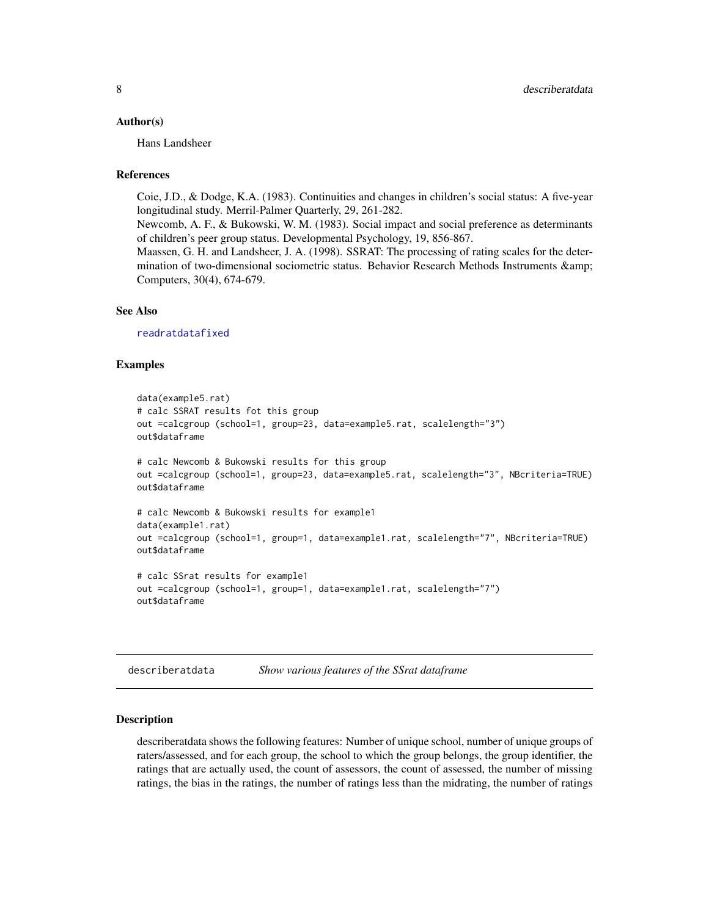### Author(s)

Hans Landsheer

### References

Coie, J.D., & Dodge, K.A. (1983). Continuities and changes in children's social status: A five-year longitudinal study. Merril-Palmer Quarterly, 29, 261-282.
Newcomb, A. F., & Bukowski, W. M. (1983). Social impact and social preference as determinants of children's peer group status. Developmental Psychology, 19, 856-867.
Maassen, G. H. and Landsheer, J. A. (1998). SSRAT: The processing of rating scales for the determination of two-dimensional sociometric status. Behavior Research Methods Instruments &amp; Computers, 30(4), 674-679.

### See Also

readratdatafixed

### Examples

```
data(example5.rat)
# calc SSRAT results fot this group
out =calcgroup (school=1, group=23, data=example5.rat, scalelength="3")
out$dataframe

# calc Newcomb & Bukowski results for this group
out =calcgroup (school=1, group=23, data=example5.rat, scalelength="3", NBcriteria=TRUE)
out$dataframe

# calc Newcomb & Bukowski results for example1
data(example1.rat)
out =calcgroup (school=1, group=1, data=example1.rat, scalelength="7", NBcriteria=TRUE)
out$dataframe

# calc SSrat results for example1
out =calcgroup (school=1, group=1, data=example1.rat, scalelength="7")
out$dataframe
```

---

## describeratdata — *Show various features of the SSrat dataframe*

### Description

describeratdata shows the following features: Number of unique school, number of unique groups of raters/assessed, and for each group, the school to which the group belongs, the group identifier, the ratings that are actually used, the count of assessors, the count of assessed, the number of missing ratings, the bias in the ratings, the number of ratings less than the midrating, the number of ratings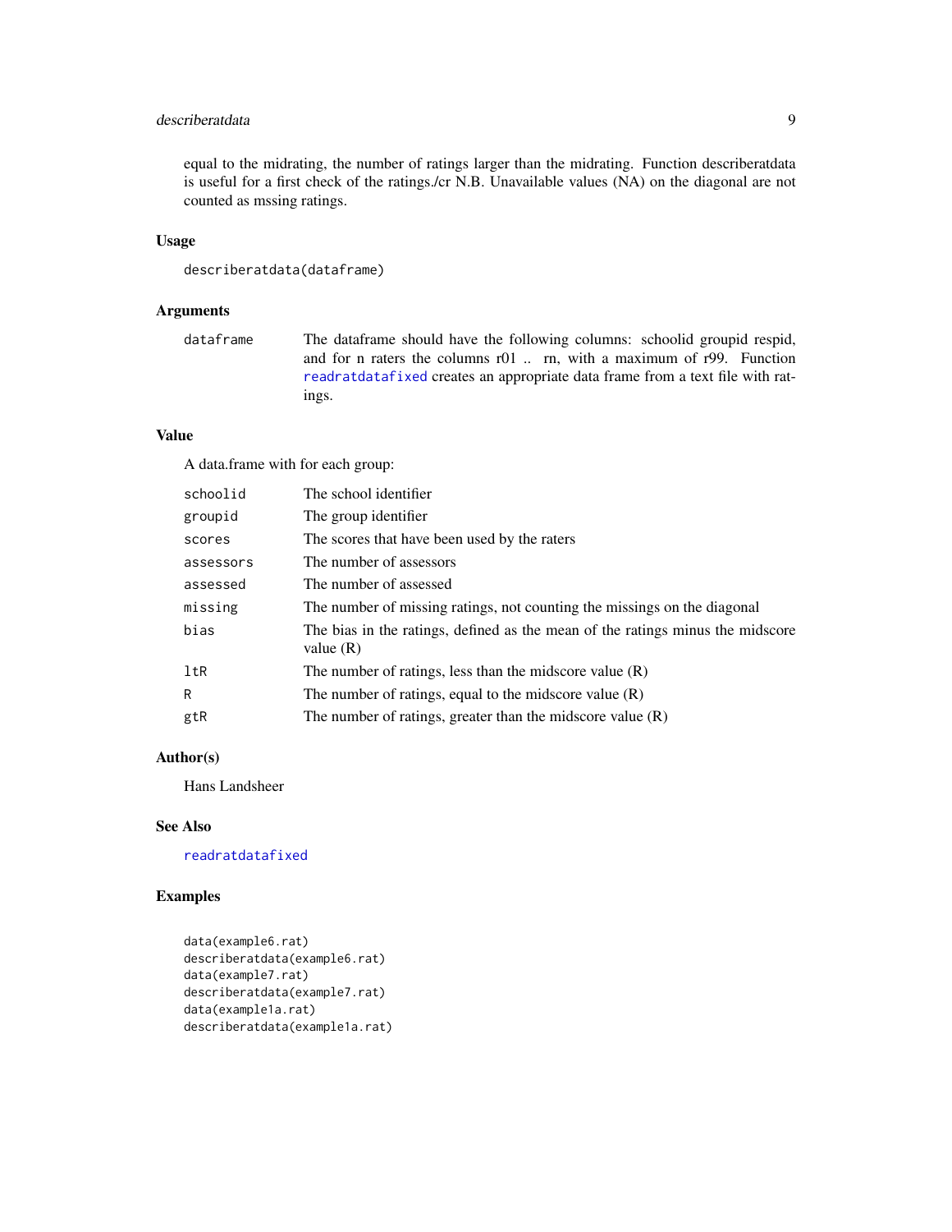equal to the midrating, the number of ratings larger than the midrating. Function describeratdata is useful for a first check of the ratings./cr N.B. Unavailable values (NA) on the diagonal are not counted as mssing ratings.

## Usage

```
describeratdata(dataframe)
```

## Arguments

| | |
|---|---|
| `dataframe` | The dataframe should have the following columns: schoolid groupid respid, and for n raters the columns r01 .. rn, with a maximum of r99. Function readratdatafixed creates an appropriate data frame from a text file with ratings. |

## Value

A data.frame with for each group:

| | |
|---|---|
| `schoolid` | The school identifier |
| `groupid` | The group identifier |
| `scores` | The scores that have been used by the raters |
| `assessors` | The number of assessors |
| `assessed` | The number of assessed |
| `missing` | The number of missing ratings, not counting the missings on the diagonal |
| `bias` | The bias in the ratings, defined as the mean of the ratings minus the midscore value (R) |
| `ltR` | The number of ratings, less than the midscore value (R) |
| `R` | The number of ratings, equal to the midscore value (R) |
| `gtR` | The number of ratings, greater than the midscore value (R) |

## Author(s)

Hans Landsheer

## See Also

readratdatafixed

## Examples

```
data(example6.rat)
describeratdata(example6.rat)
data(example7.rat)
describeratdata(example7.rat)
data(example1a.rat)
describeratdata(example1a.rat)
```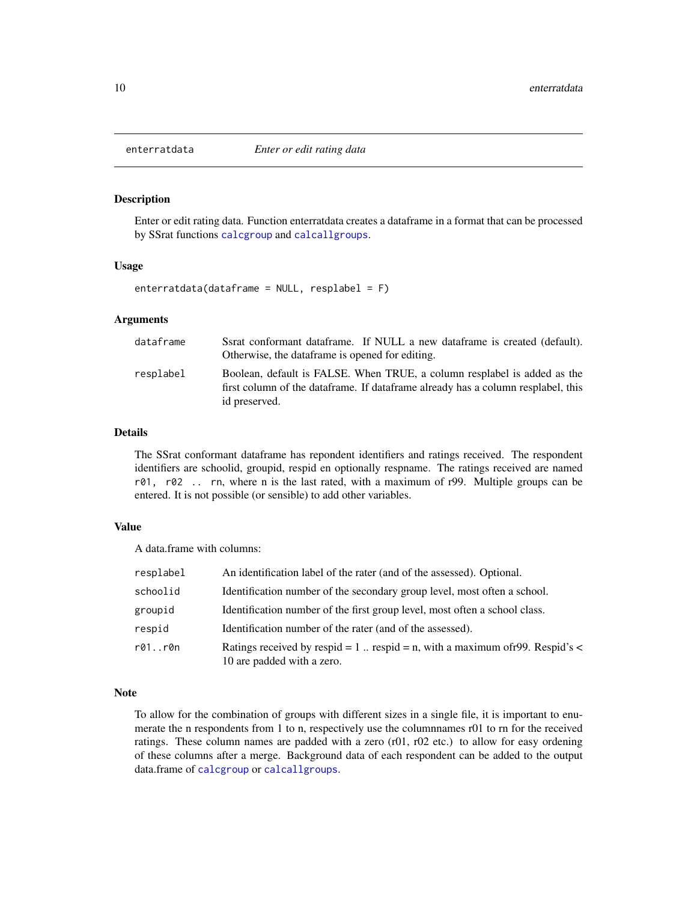# enterratdata — *Enter or edit rating data*

## Description

Enter or edit rating data. Function enterratdata creates a dataframe in a format that can be processed by SSrat functions `calcgroup` and `calcallgroups`.

## Usage

```
enterratdata(dataframe = NULL, resplabel = F)
```

## Arguments

| | |
|---|---|
| `dataframe` | Ssrat conformant dataframe. If NULL a new dataframe is created (default). Otherwise, the dataframe is opened for editing. |
| `resplabel` | Boolean, default is FALSE. When TRUE, a column resplabel is added as the first column of the dataframe. If dataframe already has a column resplabel, this id preserved. |

## Details

The SSrat conformant dataframe has repondent identifiers and ratings received. The respondent identifiers are schoolid, groupid, respid en optionally respname. The ratings received are named `r01, r02 .. rn`, where n is the last rated, with a maximum of r99. Multiple groups can be entered. It is not possible (or sensible) to add other variables.

## Value

A data.frame with columns:

| | |
|---|---|
| `resplabel` | An identification label of the rater (and of the assessed). Optional. |
| `schoolid` | Identification number of the secondary group level, most often a school. |
| `groupid` | Identification number of the first group level, most often a school class. |
| `respid` | Identification number of the rater (and of the assessed). |
| `r01..r0n` | Ratings received by respid = 1 .. respid = n, with a maximum ofr99. Respid's < 10 are padded with a zero. |

## Note

To allow for the combination of groups with different sizes in a single file, it is important to enumerate the n respondents from 1 to n, respectively use the columnnames r01 to rn for the received ratings. These column names are padded with a zero (r01, r02 etc.) to allow for easy ordening of these columns after a merge. Background data of each respondent can be added to the output data.frame of `calcgroup` or `calcallgroups`.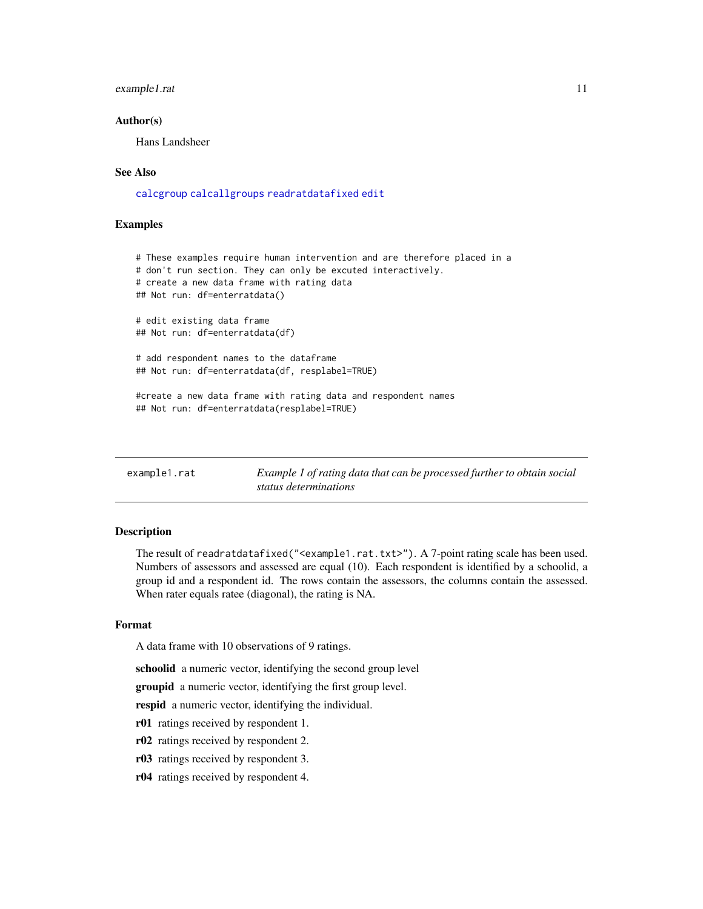### Author(s)

Hans Landsheer

### See Also

calcgroup calcallgroups readratdatafixed edit

### Examples

```
# These examples require human intervention and are therefore placed in a
# don't run section. They can only be excuted interactively.
# create a new data frame with rating data
## Not run: df=enterratdata()

# edit existing data frame
## Not run: df=enterratdata(df)

# add respondent names to the dataframe
## Not run: df=enterratdata(df, resplabel=TRUE)

#create a new data frame with rating data and respondent names
## Not run: df=enterratdata(resplabel=TRUE)
```

---

## example1.rat — *Example 1 of rating data that can be processed further to obtain social status determinations*

---

### Description

The result of `readratdatafixed("<example1.rat.txt>")`. A 7-point rating scale has been used. Numbers of assessors and assessed are equal (10). Each respondent is identified by a schoolid, a group id and a respondent id. The rows contain the assessors, the columns contain the assessed. When rater equals ratee (diagonal), the rating is NA.

### Format

A data frame with 10 observations of 9 ratings.

**schoolid** a numeric vector, identifying the second group level

**groupid** a numeric vector, identifying the first group level.

**respid** a numeric vector, identifying the individual.

**r01** ratings received by respondent 1.

**r02** ratings received by respondent 2.

**r03** ratings received by respondent 3.

**r04** ratings received by respondent 4.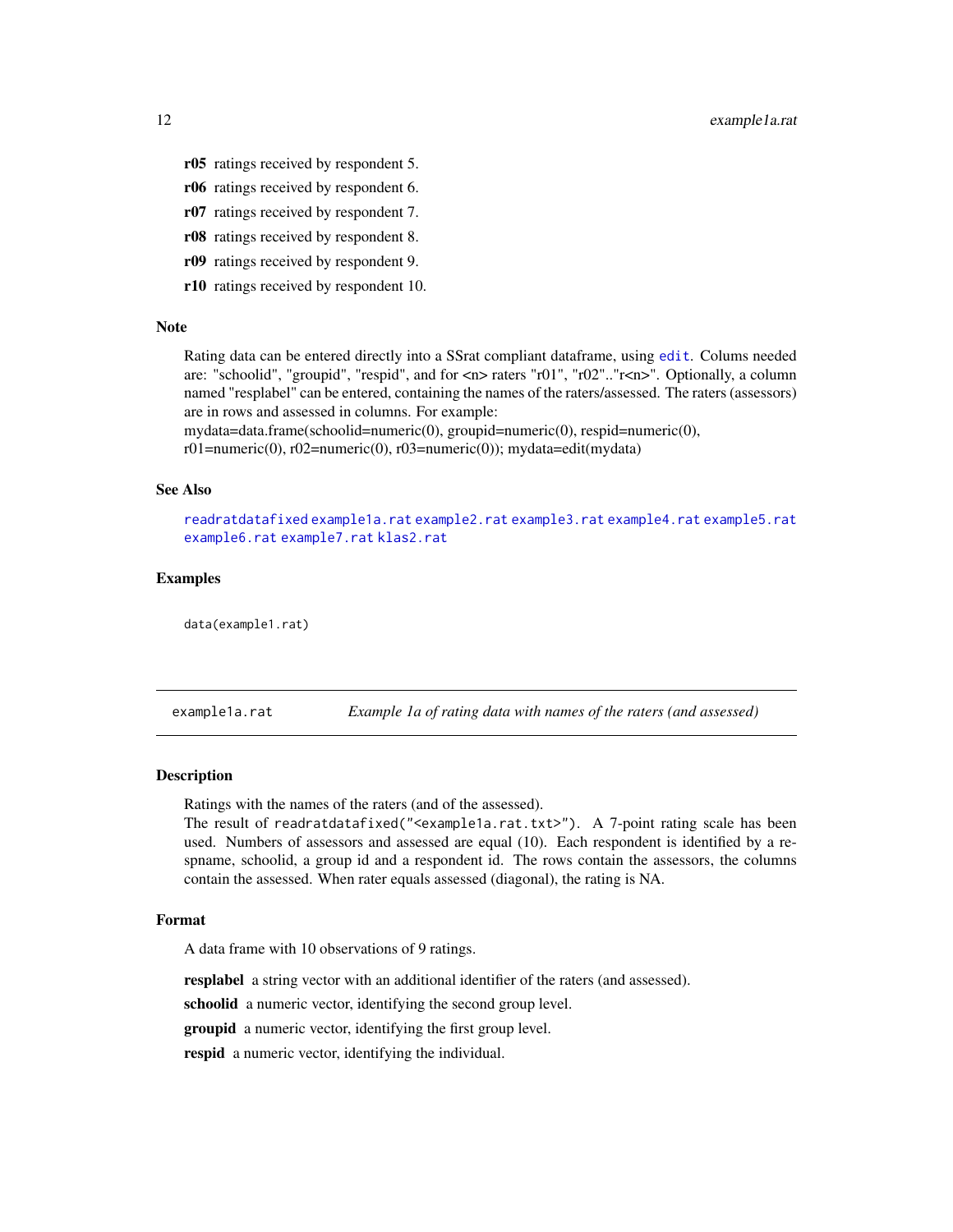**r05** ratings received by respondent 5.

**r06** ratings received by respondent 6.

**r07** ratings received by respondent 7.

**r08** ratings received by respondent 8.

**r09** ratings received by respondent 9.

**r10** ratings received by respondent 10.

### Note

Rating data can be entered directly into a SSrat compliant dataframe, using `edit`. Colums needed are: "schoolid", "groupid", "respid", and for <n> raters "r01", "r02".."r<n>". Optionally, a column named "resplabel" can be entered, containing the names of the raters/assessed. The raters (assessors) are in rows and assessed in columns. For example:
mydata=data.frame(schoolid=numeric(0), groupid=numeric(0), respid=numeric(0), r01=numeric(0), r02=numeric(0), r03=numeric(0)); mydata=edit(mydata)

### See Also

`readratdatafixed` `example1a.rat` `example2.rat` `example3.rat` `example4.rat` `example5.rat` `example6.rat` `example7.rat` `klas2.rat`

### Examples

```
data(example1.rat)
```

---

## example1a.rat — *Example 1a of rating data with names of the raters (and assessed)*

### Description

Ratings with the names of the raters (and of the assessed).
The result of `readratdatafixed("<example1a.rat.txt>")`. A 7-point rating scale has been used. Numbers of assessors and assessed are equal (10). Each respondent is identified by a respname, schoolid, a group id and a respondent id. The rows contain the assessors, the columns contain the assessed. When rater equals assessed (diagonal), the rating is NA.

### Format

A data frame with 10 observations of 9 ratings.

**resplabel** a string vector with an additional identifier of the raters (and assessed).

**schoolid** a numeric vector, identifying the second group level.

**groupid** a numeric vector, identifying the first group level.

**respid** a numeric vector, identifying the individual.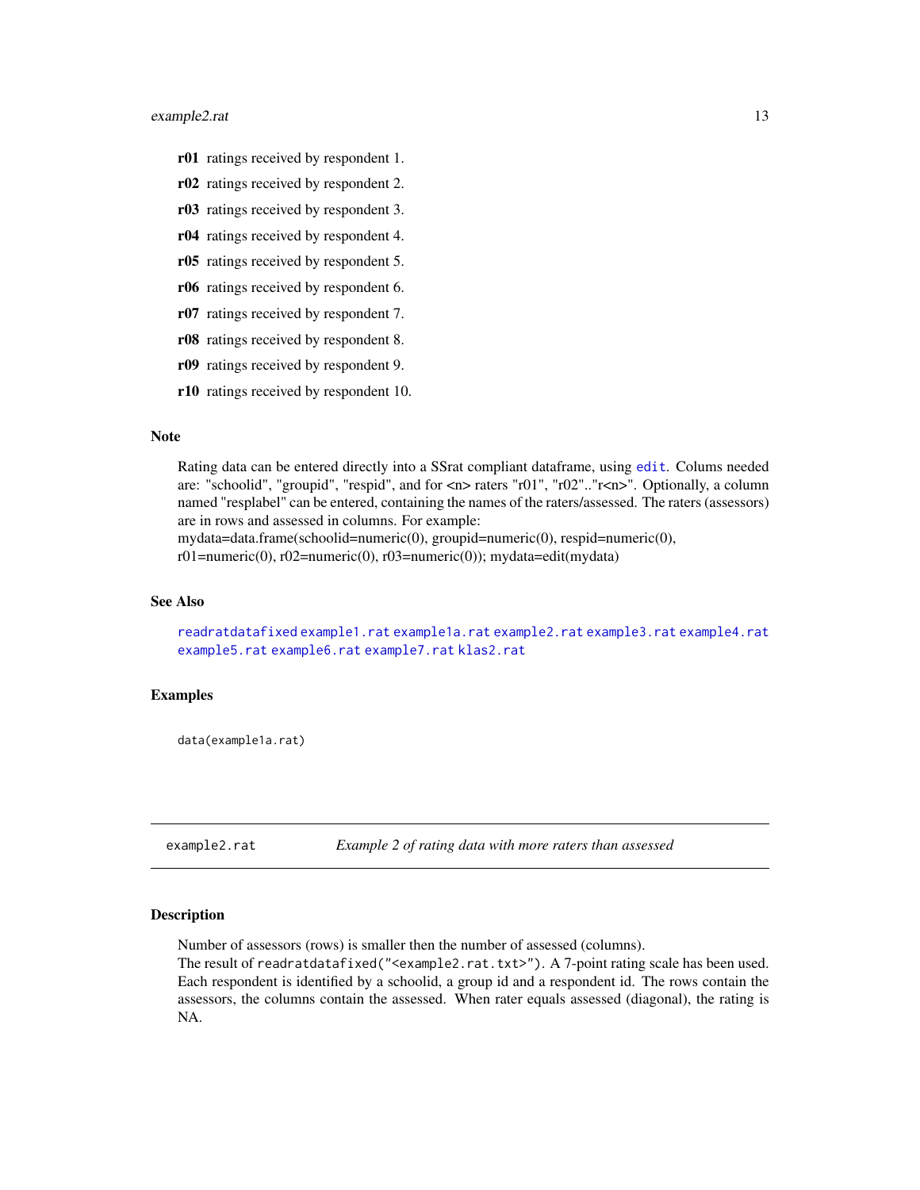**r01** ratings received by respondent 1.

**r02** ratings received by respondent 2.

**r03** ratings received by respondent 3.

**r04** ratings received by respondent 4.

**r05** ratings received by respondent 5.

**r06** ratings received by respondent 6.

**r07** ratings received by respondent 7.

**r08** ratings received by respondent 8.

**r09** ratings received by respondent 9.

**r10** ratings received by respondent 10.

### Note

Rating data can be entered directly into a SSrat compliant dataframe, using `edit`. Colums needed are: "schoolid", "groupid", "respid", and for <n> raters "r01", "r02".."r<n>". Optionally, a column named "resplabel" can be entered, containing the names of the raters/assessed. The raters (assessors) are in rows and assessed in columns. For example:
mydata=data.frame(schoolid=numeric(0), groupid=numeric(0), respid=numeric(0), r01=numeric(0), r02=numeric(0), r03=numeric(0)); mydata=edit(mydata)

### See Also

`readratdatafixed` `example1.rat` `example1a.rat` `example2.rat` `example3.rat` `example4.rat` `example5.rat` `example6.rat` `example7.rat` `klas2.rat`

### Examples

```
data(example1a.rat)
```

---

## example2.rat *Example 2 of rating data with more raters than assessed*

### Description

Number of assessors (rows) is smaller then the number of assessed (columns).
The result of `readratdatafixed("<example2.rat.txt>")`. A 7-point rating scale has been used. Each respondent is identified by a schoolid, a group id and a respondent id. The rows contain the assessors, the columns contain the assessed. When rater equals assessed (diagonal), the rating is NA.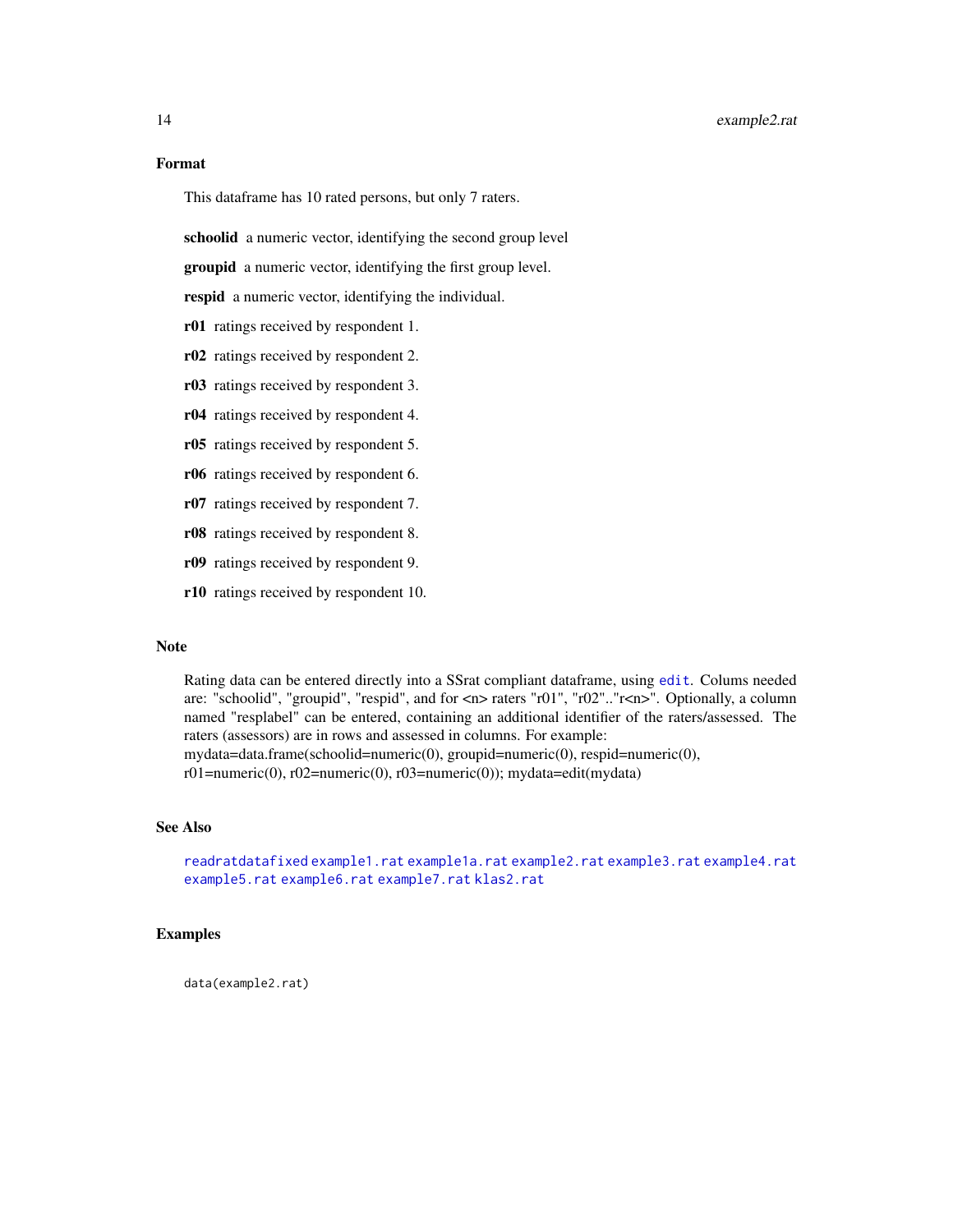## Format

This dataframe has 10 rated persons, but only 7 raters.

**schoolid** a numeric vector, identifying the second group level

**groupid** a numeric vector, identifying the first group level.

**respid** a numeric vector, identifying the individual.

**r01** ratings received by respondent 1.

**r02** ratings received by respondent 2.

**r03** ratings received by respondent 3.

**r04** ratings received by respondent 4.

**r05** ratings received by respondent 5.

**r06** ratings received by respondent 6.

**r07** ratings received by respondent 7.

**r08** ratings received by respondent 8.

**r09** ratings received by respondent 9.

**r10** ratings received by respondent 10.

## Note

Rating data can be entered directly into a SSrat compliant dataframe, using `edit`. Colums needed are: "schoolid", "groupid", "respid", and for <n> raters "r01", "r02".."r<n>". Optionally, a column named "resplabel" can be entered, containing an additional identifier of the raters/assessed. The raters (assessors) are in rows and assessed in columns. For example:
mydata=data.frame(schoolid=numeric(0), groupid=numeric(0), respid=numeric(0), r01=numeric(0), r02=numeric(0), r03=numeric(0)); mydata=edit(mydata)

## See Also

`readratdatafixed` `example1.rat` `example1a.rat` `example2.rat` `example3.rat` `example4.rat` `example5.rat` `example6.rat` `example7.rat` `klas2.rat`

## Examples

```
data(example2.rat)
```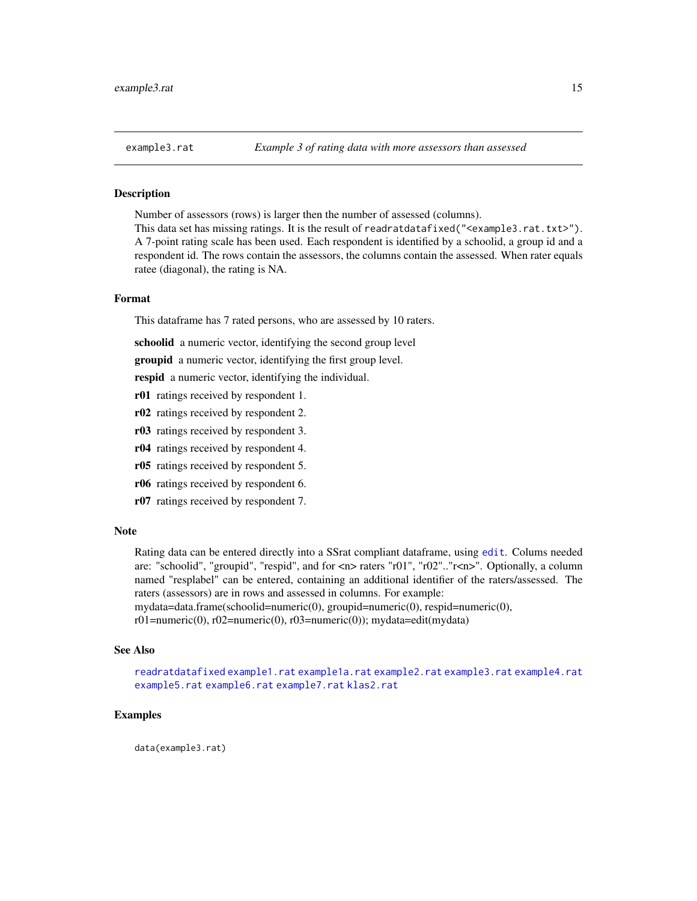`example3.rat` *Example 3 of rating data with more assessors than assessed*

## Description

Number of assessors (rows) is larger then the number of assessed (columns).
This data set has missing ratings. It is the result of `readratdatafixed("<example3.rat.txt>")`. A 7-point rating scale has been used. Each respondent is identified by a schoolid, a group id and a respondent id. The rows contain the assessors, the columns contain the assessed. When rater equals ratee (diagonal), the rating is NA.

## Format

This dataframe has 7 rated persons, who are assessed by 10 raters.

**schoolid** a numeric vector, identifying the second group level

**groupid** a numeric vector, identifying the first group level.

**respid** a numeric vector, identifying the individual.

**r01** ratings received by respondent 1.

**r02** ratings received by respondent 2.

**r03** ratings received by respondent 3.

**r04** ratings received by respondent 4.

**r05** ratings received by respondent 5.

**r06** ratings received by respondent 6.

**r07** ratings received by respondent 7.

## Note

Rating data can be entered directly into a SSrat compliant dataframe, using `edit`. Colums needed are: "schoolid", "groupid", "respid", and for <n> raters "r01", "r02".."r<n>". Optionally, a column named "resplabel" can be entered, containing an additional identifier of the raters/assessed. The raters (assessors) are in rows and assessed in columns. For example:
mydata=data.frame(schoolid=numeric(0), groupid=numeric(0), respid=numeric(0), r01=numeric(0), r02=numeric(0), r03=numeric(0)); mydata=edit(mydata)

## See Also

`readratdatafixed` `example1.rat` `example1a.rat` `example2.rat` `example3.rat` `example4.rat` `example5.rat` `example6.rat` `example7.rat` `klas2.rat`

## Examples

```
data(example3.rat)
```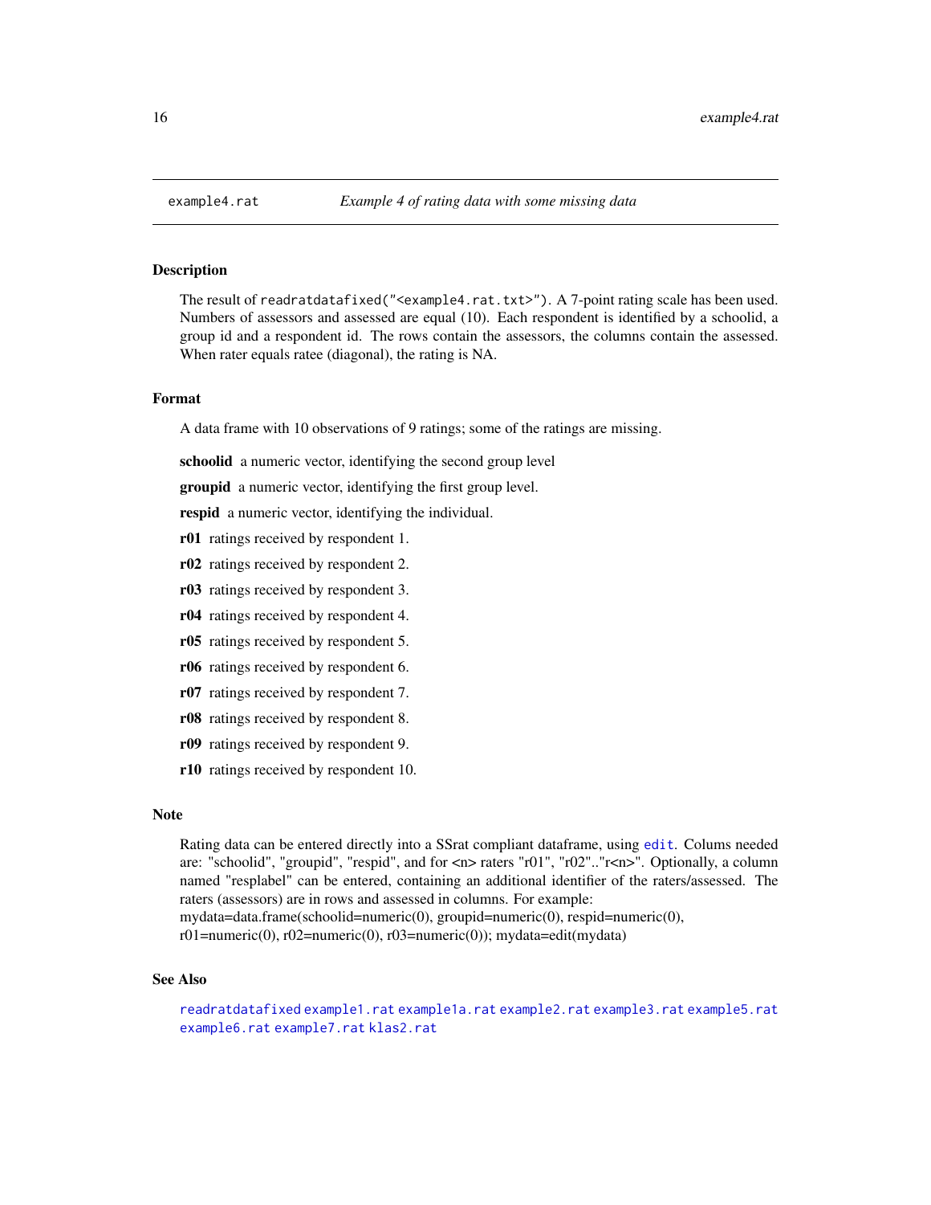## example4.rat — *Example 4 of rating data with some missing data*

### Description

The result of `readratdatafixed("<example4.rat.txt>")`. A 7-point rating scale has been used. Numbers of assessors and assessed are equal (10). Each respondent is identified by a schoolid, a group id and a respondent id. The rows contain the assessors, the columns contain the assessed. When rater equals ratee (diagonal), the rating is NA.

### Format

A data frame with 10 observations of 9 ratings; some of the ratings are missing.

**schoolid** a numeric vector, identifying the second group level

**groupid** a numeric vector, identifying the first group level.

**respid** a numeric vector, identifying the individual.

**r01** ratings received by respondent 1.

**r02** ratings received by respondent 2.

**r03** ratings received by respondent 3.

**r04** ratings received by respondent 4.

**r05** ratings received by respondent 5.

**r06** ratings received by respondent 6.

**r07** ratings received by respondent 7.

**r08** ratings received by respondent 8.

**r09** ratings received by respondent 9.

**r10** ratings received by respondent 10.

### Note

Rating data can be entered directly into a SSrat compliant dataframe, using `edit`. Colums needed are: "schoolid", "groupid", "respid", and for <n> raters "r01", "r02".."r<n>". Optionally, a column named "resplabel" can be entered, containing an additional identifier of the raters/assessed. The raters (assessors) are in rows and assessed in columns. For example:
mydata=data.frame(schoolid=numeric(0), groupid=numeric(0), respid=numeric(0), r01=numeric(0), r02=numeric(0), r03=numeric(0)); mydata=edit(mydata)

### See Also

`readratdatafixed` `example1.rat` `example1a.rat` `example2.rat` `example3.rat` `example5.rat` `example6.rat` `example7.rat` `klas2.rat`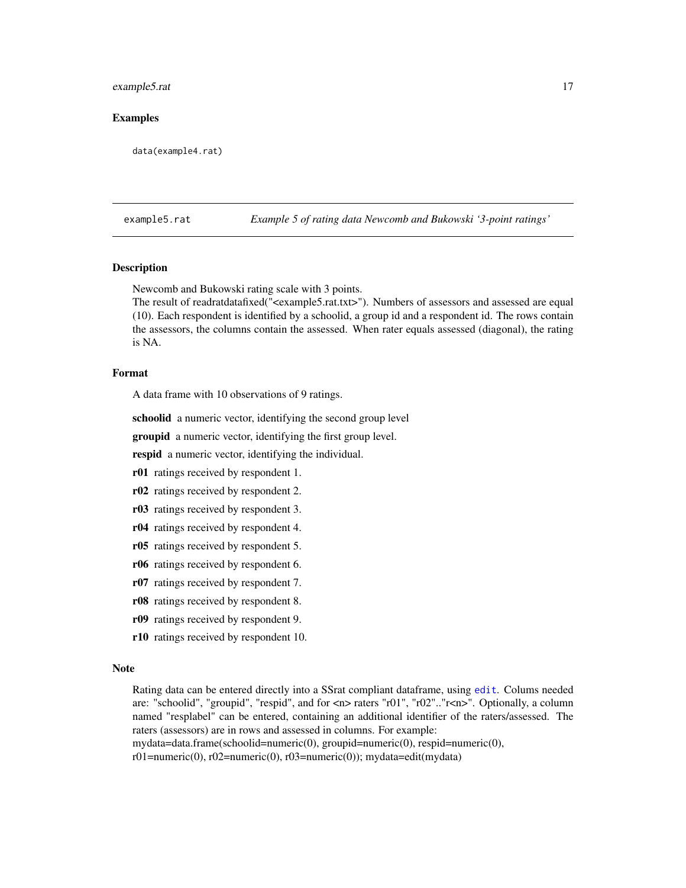### Examples

```
data(example4.rat)
```

---

## example5.rat — *Example 5 of rating data Newcomb and Bukowski '3-point ratings'*

### Description

Newcomb and Bukowski rating scale with 3 points.
The result of readratdatafixed("<example5.rat.txt>"). Numbers of assessors and assessed are equal (10). Each respondent is identified by a schoolid, a group id and a respondent id. The rows contain the assessors, the columns contain the assessed. When rater equals assessed (diagonal), the rating is NA.

### Format

A data frame with 10 observations of 9 ratings.

**schoolid** a numeric vector, identifying the second group level

**groupid** a numeric vector, identifying the first group level.

**respid** a numeric vector, identifying the individual.

**r01** ratings received by respondent 1.

**r02** ratings received by respondent 2.

**r03** ratings received by respondent 3.

**r04** ratings received by respondent 4.

**r05** ratings received by respondent 5.

**r06** ratings received by respondent 6.

**r07** ratings received by respondent 7.

**r08** ratings received by respondent 8.

**r09** ratings received by respondent 9.

**r10** ratings received by respondent 10.

### Note

Rating data can be entered directly into a SSrat compliant dataframe, using edit. Colums needed are: "schoolid", "groupid", "respid", and for <n> raters "r01", "r02".."r<n>". Optionally, a column named "resplabel" can be entered, containing an additional identifier of the raters/assessed. The raters (assessors) are in rows and assessed in columns. For example:
mydata=data.frame(schoolid=numeric(0), groupid=numeric(0), respid=numeric(0), r01=numeric(0), r02=numeric(0), r03=numeric(0)); mydata=edit(mydata)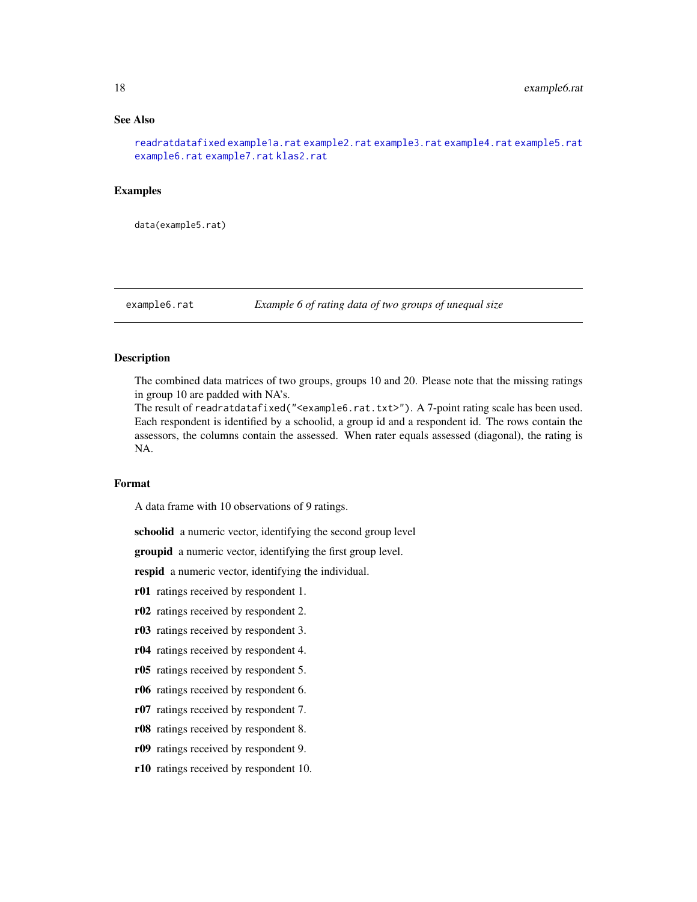### See Also

readratdatafixed example1a.rat example2.rat example3.rat example4.rat example5.rat example6.rat example7.rat klas2.rat

### Examples

```
data(example5.rat)
```

---

## example6.rat — *Example 6 of rating data of two groups of unequal size*

### Description

The combined data matrices of two groups, groups 10 and 20. Please note that the missing ratings in group 10 are padded with NA's.

The result of `readratdatafixed("<example6.rat.txt>")`. A 7-point rating scale has been used. Each respondent is identified by a schoolid, a group id and a respondent id. The rows contain the assessors, the columns contain the assessed. When rater equals assessed (diagonal), the rating is NA.

### Format

A data frame with 10 observations of 9 ratings.

**schoolid** a numeric vector, identifying the second group level

**groupid** a numeric vector, identifying the first group level.

**respid** a numeric vector, identifying the individual.

**r01** ratings received by respondent 1.

**r02** ratings received by respondent 2.

**r03** ratings received by respondent 3.

**r04** ratings received by respondent 4.

**r05** ratings received by respondent 5.

**r06** ratings received by respondent 6.

**r07** ratings received by respondent 7.

**r08** ratings received by respondent 8.

**r09** ratings received by respondent 9.

**r10** ratings received by respondent 10.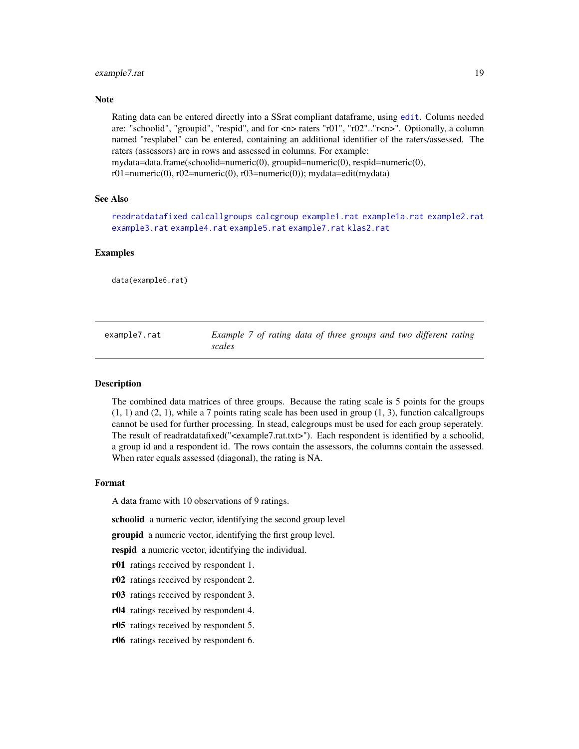### Note

Rating data can be entered directly into a SSrat compliant dataframe, using `edit`. Colums needed are: "schoolid", "groupid", "respid", and for <n> raters "r01", "r02".."r<n>". Optionally, a column named "resplabel" can be entered, containing an additional identifier of the raters/assessed. The raters (assessors) are in rows and assessed in columns. For example:
mydata=data.frame(schoolid=numeric(0), groupid=numeric(0), respid=numeric(0), r01=numeric(0), r02=numeric(0), r03=numeric(0)); mydata=edit(mydata)

### See Also

`readratdatafixed` `calcallgroups` `calcgroup` `example1.rat` `example1a.rat` `example2.rat` `example3.rat` `example4.rat` `example5.rat` `example7.rat` `klas2.rat`

### Examples

```
data(example6.rat)
```

---

## example7.rat — *Example 7 of rating data of three groups and two different rating scales*

---

### Description

The combined data matrices of three groups. Because the rating scale is 5 points for the groups (1, 1) and (2, 1), while a 7 points rating scale has been used in group (1, 3), function calcallgroups cannot be used for further processing. In stead, calcgroups must be used for each group seperately. The result of readratdatafixed("<example7.rat.txt>"). Each respondent is identified by a schoolid, a group id and a respondent id. The rows contain the assessors, the columns contain the assessed. When rater equals assessed (diagonal), the rating is NA.

### Format

A data frame with 10 observations of 9 ratings.

**schoolid** a numeric vector, identifying the second group level

**groupid** a numeric vector, identifying the first group level.

**respid** a numeric vector, identifying the individual.

**r01** ratings received by respondent 1.

**r02** ratings received by respondent 2.

**r03** ratings received by respondent 3.

**r04** ratings received by respondent 4.

**r05** ratings received by respondent 5.

**r06** ratings received by respondent 6.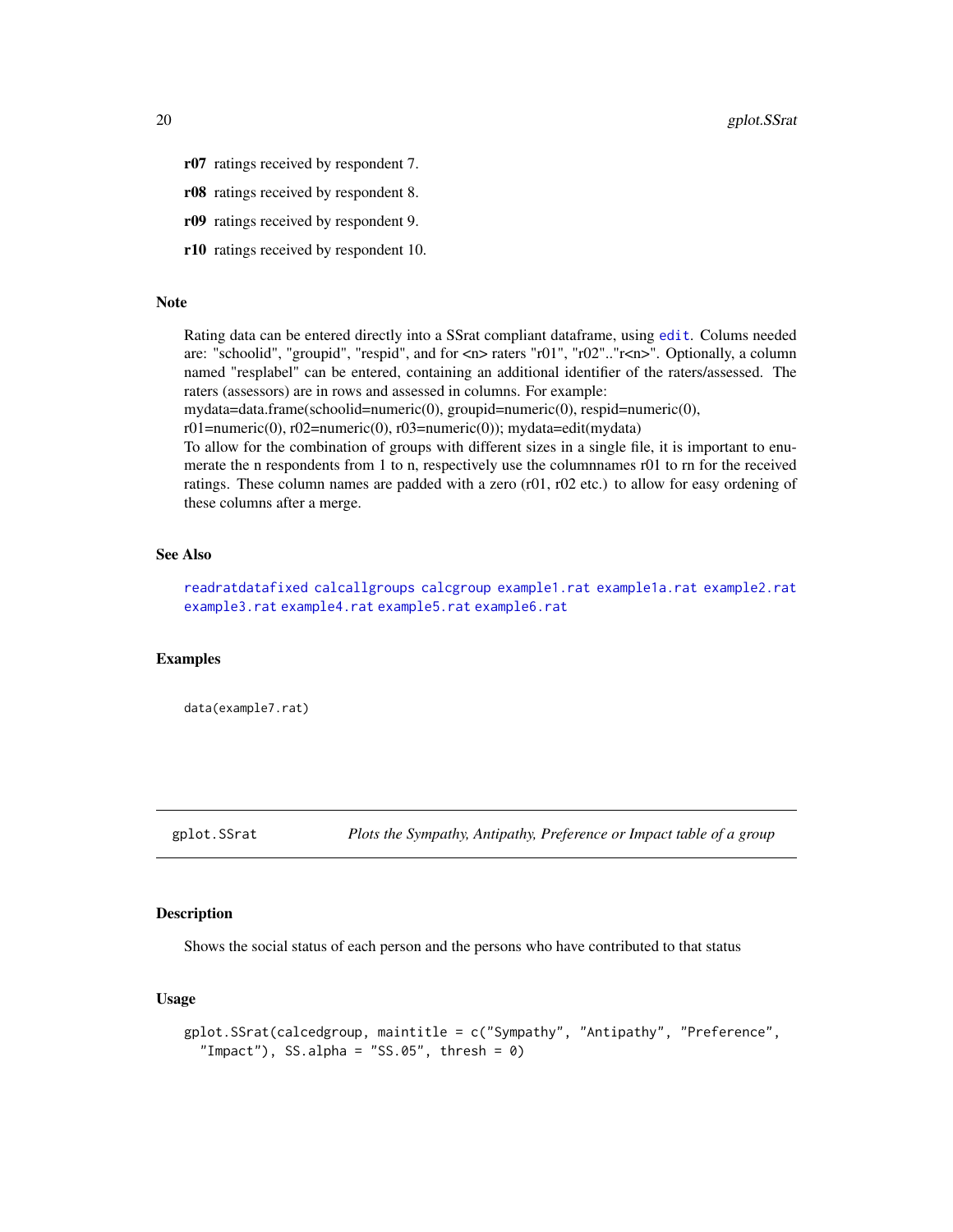**r07** ratings received by respondent 7.

**r08** ratings received by respondent 8.

**r09** ratings received by respondent 9.

**r10** ratings received by respondent 10.

### Note

Rating data can be entered directly into a SSrat compliant dataframe, using edit. Colums needed are: "schoolid", "groupid", "respid", and for <n> raters "r01", "r02".."r<n>". Optionally, a column named "resplabel" can be entered, containing an additional identifier of the raters/assessed. The raters (assessors) are in rows and assessed in columns. For example:
mydata=data.frame(schoolid=numeric(0), groupid=numeric(0), respid=numeric(0), r01=numeric(0), r02=numeric(0), r03=numeric(0)); mydata=edit(mydata)
To allow for the combination of groups with different sizes in a single file, it is important to enumerate the n respondents from 1 to n, respectively use the columnnames r01 to rn for the received ratings. These column names are padded with a zero (r01, r02 etc.) to allow for easy ordering of these columns after a merge.

### See Also

readratdatafixed calcallgroups calcgroup example1.rat example1a.rat example2.rat example3.rat example4.rat example5.rat example6.rat

### Examples

```
data(example7.rat)
```

---

## gplot.SSrat — *Plots the Sympathy, Antipathy, Preference or Impact table of a group*

### Description

Shows the social status of each person and the persons who have contributed to that status

### Usage

```
gplot.SSrat(calcedgroup, maintitle = c("Sympathy", "Antipathy", "Preference",
  "Impact"), SS.alpha = "SS.05", thresh = 0)
```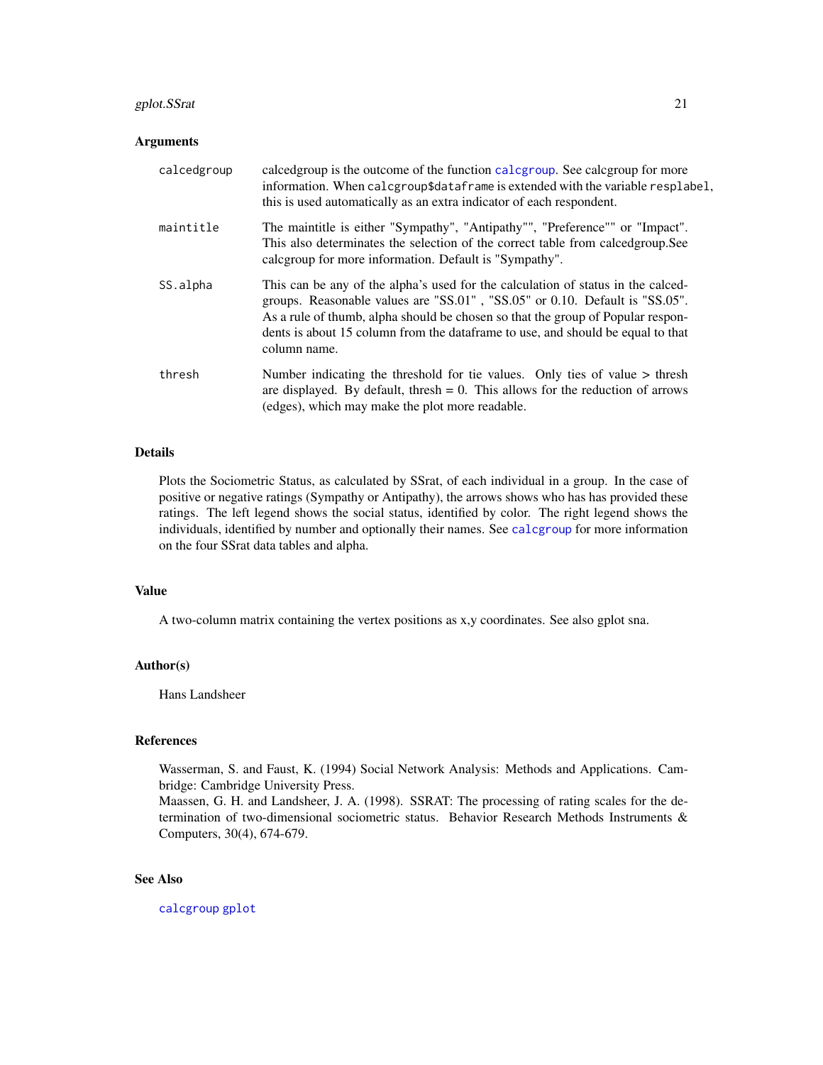## Arguments

| | |
|---|---|
| `calcedgroup` | calcedgroup is the outcome of the function calcgroup. See calcgroup for more information. When `calcgroup$dataframe` is extended with the variable `resplabel`, this is used automatically as an extra indicator of each respondent. |
| `maintitle` | The maintitle is either "Sympathy", "Antipathy"", "Preference"" or "Impact". This also determinates the selection of the correct table from calcedgroup.See calcgroup for more information. Default is "Sympathy". |
| `SS.alpha` | This can be any of the alpha's used for the calculation of status in the calcedgroups. Reasonable values are "SS.01" , "SS.05" or 0.10. Default is "SS.05". As a rule of thumb, alpha should be chosen so that the group of Popular respondents is about 15 column from the dataframe to use, and should be equal to that column name. |
| `thresh` | Number indicating the threshold for tie values. Only ties of value > thresh are displayed. By default, thresh = 0. This allows for the reduction of arrows (edges), which may make the plot more readable. |

## Details

Plots the Sociometric Status, as calculated by SSrat, of each individual in a group. In the case of positive or negative ratings (Sympathy or Antipathy), the arrows shows who has has provided these ratings. The left legend shows the social status, identified by color. The right legend shows the individuals, identified by number and optionally their names. See calcgroup for more information on the four SSrat data tables and alpha.

## Value

A two-column matrix containing the vertex positions as x,y coordinates. See also gplot sna.

## Author(s)

Hans Landsheer

## References

Wasserman, S. and Faust, K. (1994) Social Network Analysis: Methods and Applications. Cambridge: Cambridge University Press.
Maassen, G. H. and Landsheer, J. A. (1998). SSRAT: The processing of rating scales for the determination of two-dimensional sociometric status. Behavior Research Methods Instruments & Computers, 30(4), 674-679.

## See Also

calcgroup gplot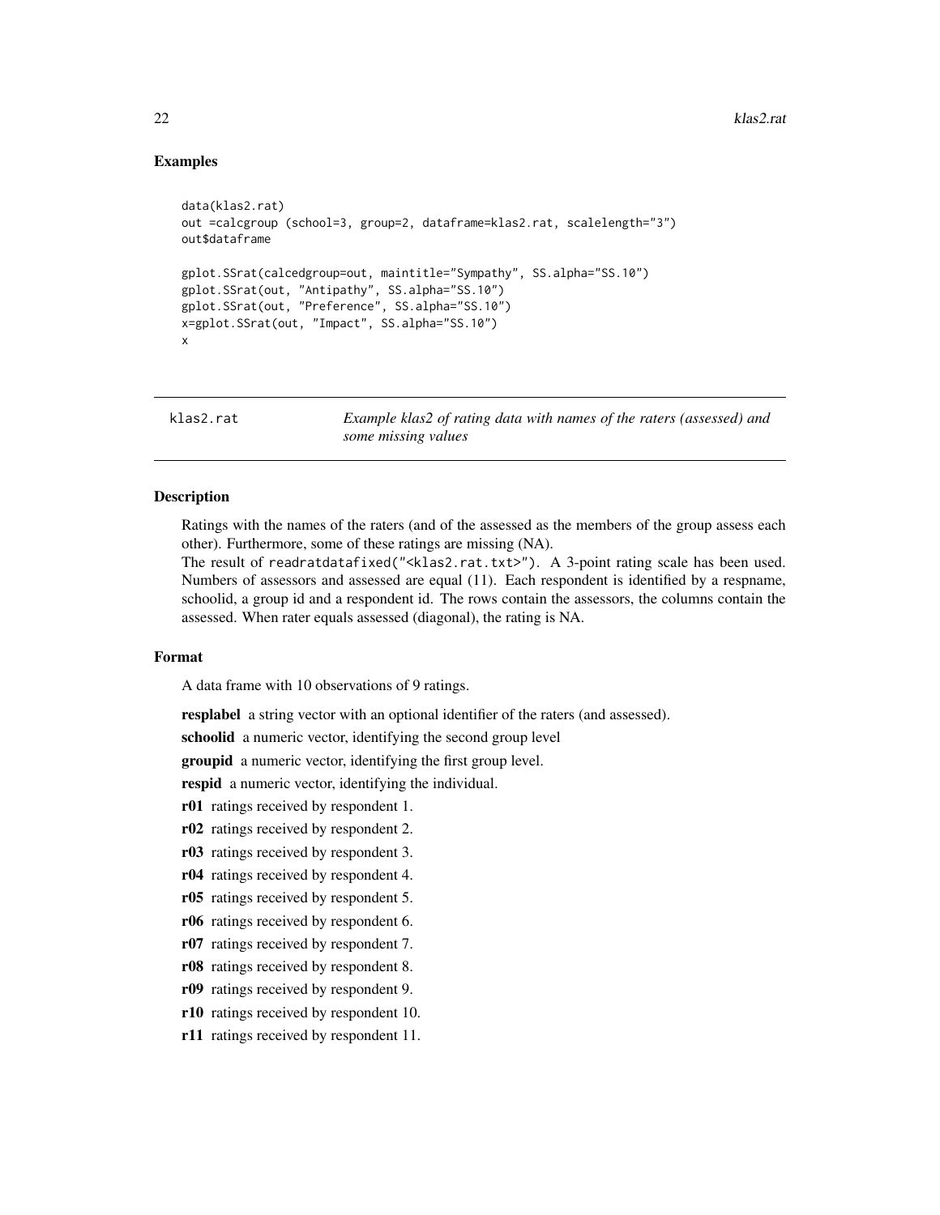## Examples

```
data(klas2.rat)
out =calcgroup (school=3, group=2, dataframe=klas2.rat, scalelength="3")
out$dataframe

gplot.SSrat(calcedgroup=out, maintitle="Sympathy", SS.alpha="SS.10")
gplot.SSrat(out, "Antipathy", SS.alpha="SS.10")
gplot.SSrat(out, "Preference", SS.alpha="SS.10")
x=gplot.SSrat(out, "Impact", SS.alpha="SS.10")
x
```

---

klas2.rat — *Example klas2 of rating data with names of the raters (assessed) and some missing values*

---

## Description

Ratings with the names of the raters (and of the assessed as the members of the group assess each other). Furthermore, some of these ratings are missing (NA).

The result of `readratdatafixed("<klas2.rat.txt>")`. A 3-point rating scale has been used. Numbers of assessors and assessed are equal (11). Each respondent is identified by a respname, schoolid, a group id and a respondent id. The rows contain the assessors, the columns contain the assessed. When rater equals assessed (diagonal), the rating is NA.

## Format

A data frame with 10 observations of 9 ratings.

**resplabel** a string vector with an optional identifier of the raters (and assessed).

**schoolid** a numeric vector, identifying the second group level

**groupid** a numeric vector, identifying the first group level.

**respid** a numeric vector, identifying the individual.

**r01** ratings received by respondent 1.

**r02** ratings received by respondent 2.

**r03** ratings received by respondent 3.

**r04** ratings received by respondent 4.

**r05** ratings received by respondent 5.

**r06** ratings received by respondent 6.

**r07** ratings received by respondent 7.

**r08** ratings received by respondent 8.

**r09** ratings received by respondent 9.

**r10** ratings received by respondent 10.

**r11** ratings received by respondent 11.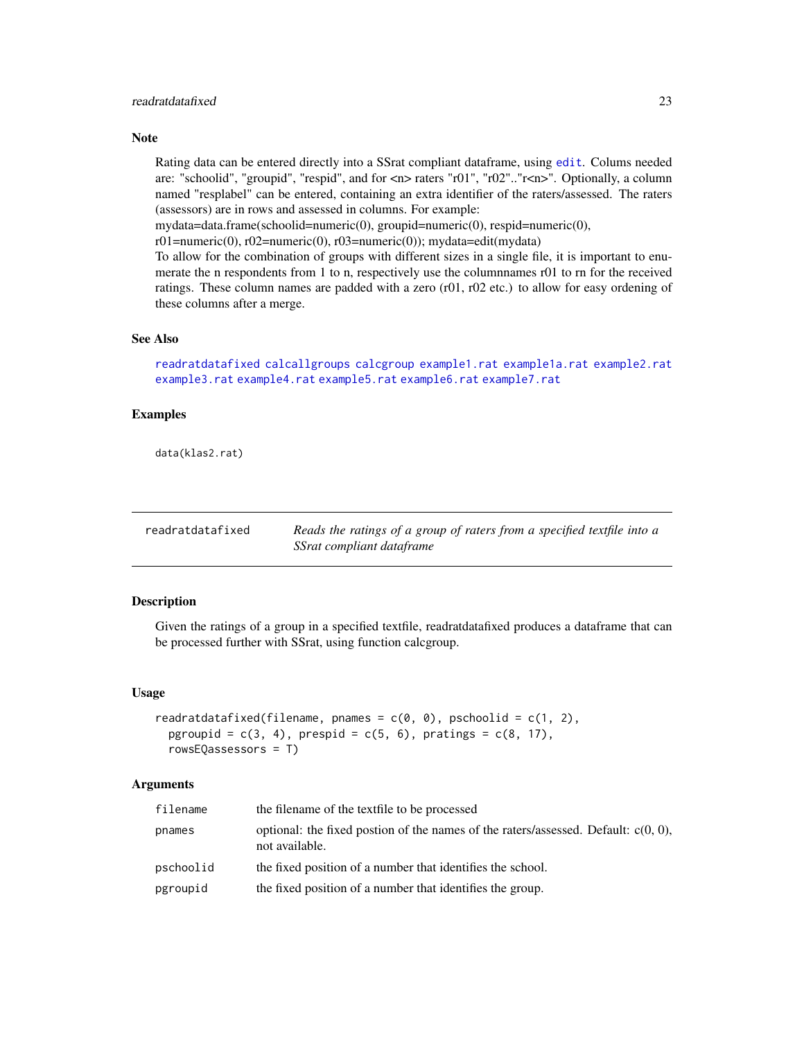## Note

Rating data can be entered directly into a SSrat compliant dataframe, using `edit`. Colums needed are: "schoolid", "groupid", "respid", and for <n> raters "r01", "r02".."r<n>". Optionally, a column named "resplabel" can be entered, containing an extra identifier of the raters/assessed. The raters (assessors) are in rows and assessed in columns. For example:
mydata=data.frame(schoolid=numeric(0), groupid=numeric(0), respid=numeric(0), r01=numeric(0), r02=numeric(0), r03=numeric(0)); mydata=edit(mydata)
To allow for the combination of groups with different sizes in a single file, it is important to enumerate the n respondents from 1 to n, respectively use the columnnames r01 to rn for the received ratings. These column names are padded with a zero (r01, r02 etc.) to allow for easy ordering of these columns after a merge.

## See Also

`readratdatafixed` `calcallgroups` `calcgroup` `example1.rat` `example1a.rat` `example2.rat` `example3.rat` `example4.rat` `example5.rat` `example6.rat` `example7.rat`

## Examples

```
data(klas2.rat)
```

---

# readratdatafixed — *Reads the ratings of a group of raters from a specified textfile into a SSrat compliant dataframe*

## Description

Given the ratings of a group in a specified textfile, readratdatafixed produces a dataframe that can be processed further with SSrat, using function calcgroup.

## Usage

```
readratdatafixed(filename, pnames = c(0, 0), pschoolid = c(1, 2),
  pgroupid = c(3, 4), prespid = c(5, 6), pratings = c(8, 17),
  rowsEQassessors = T)
```

## Arguments

| | |
|---|---|
| filename | the filename of the textfile to be processed |
| pnames | optional: the fixed postion of the names of the raters/assessed. Default: c(0, 0), not available. |
| pschoolid | the fixed position of a number that identifies the school. |
| pgroupid | the fixed position of a number that identifies the group. |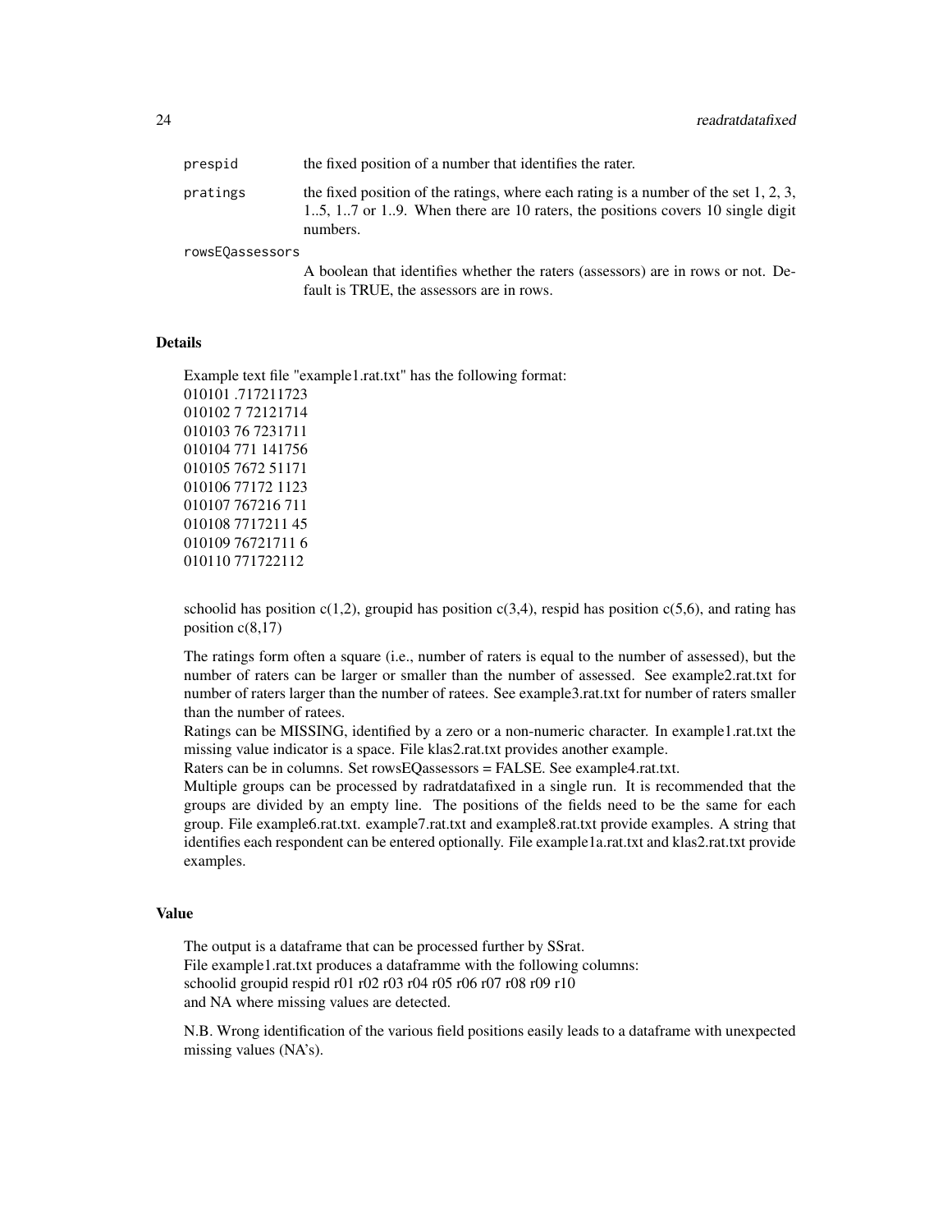prespid the fixed position of a number that identifies the rater.

pratings the fixed position of the ratings, where each rating is a number of the set 1, 2, 3, 1..5, 1..7 or 1..9. When there are 10 raters, the positions covers 10 single digit numbers.

rowsEQassessors A boolean that identifies whether the raters (assessors) are in rows or not. Default is TRUE, the assessors are in rows.

## Details

Example text file "example1.rat.txt" has the following format:

```
010101 .717211723
010102 7 72121714
010103 76 7231711
010104 771 141756
010105 7672 51171
010106 77172 1123
010107 767216 711
010108 7717211 45
010109 76721711 6
010110 771722112
```

schoolid has position c(1,2), groupid has position c(3,4), respid has position c(5,6), and rating has position c(8,17)

The ratings form often a square (i.e., number of raters is equal to the number of assessed), but the number of raters can be larger or smaller than the number of assessed. See example2.rat.txt for number of raters larger than the number of ratees. See example3.rat.txt for number of raters smaller than the number of ratees.
Ratings can be MISSING, identified by a zero or a non-numeric character. In example1.rat.txt the missing value indicator is a space. File klas2.rat.txt provides another example.
Raters can be in columns. Set rowsEQassessors = FALSE. See example4.rat.txt.
Multiple groups can be processed by radratdatafixed in a single run. It is recommended that the groups are divided by an empty line. The positions of the fields need to be the same for each group. File example6.rat.txt. example7.rat.txt and example8.rat.txt provide examples. A string that identifies each respondent can be entered optionally. File example1a.rat.txt and klas2.rat.txt provide examples.

## Value

The output is a dataframe that can be processed further by SSrat.
File example1.rat.txt produces a dataframme with the following columns:
schoolid groupid respid r01 r02 r03 r04 r05 r06 r07 r08 r09 r10
and NA where missing values are detected.

N.B. Wrong identification of the various field positions easily leads to a dataframe with unexpected missing values (NA's).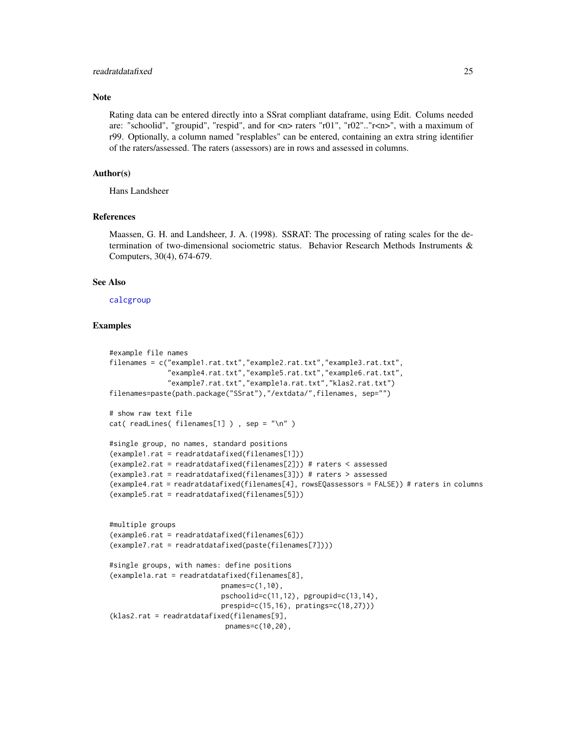## Note

Rating data can be entered directly into a SSrat compliant dataframe, using Edit. Colums needed are: "schoolid", "groupid", "respid", and for <n> raters "r01", "r02".."r<n>", with a maximum of r99. Optionally, a column named "resplables" can be entered, containing an extra string identifier of the raters/assessed. The raters (assessors) are in rows and assessed in columns.

## Author(s)

Hans Landsheer

## References

Maassen, G. H. and Landsheer, J. A. (1998). SSRAT: The processing of rating scales for the determination of two-dimensional sociometric status. Behavior Research Methods Instruments & Computers, 30(4), 674-679.

## See Also

calcgroup

## Examples

```
#example file names
filenames = c("example1.rat.txt","example2.rat.txt","example3.rat.txt",
              "example4.rat.txt","example5.rat.txt","example6.rat.txt",
              "example7.rat.txt","example1a.rat.txt","klas2.rat.txt")
filenames=paste(path.package("SSrat"),"/extdata/",filenames, sep="")

# show raw text file
cat( readLines( filenames[1] ) , sep = "\n" )

#single group, no names, standard positions
(example1.rat = readratdatafixed(filenames[1]))
(example2.rat = readratdatafixed(filenames[2])) # raters < assessed
(example3.rat = readratdatafixed(filenames[3])) # raters > assessed
(example4.rat = readratdatafixed(filenames[4], rowsEQassessors = FALSE)) # raters in columns
(example5.rat = readratdatafixed(filenames[5]))


#multiple groups
(example6.rat = readratdatafixed(filenames[6]))
(example7.rat = readratdatafixed(paste(filenames[7])))

#single groups, with names: define positions
(example1a.rat = readratdatafixed(filenames[8],
                            pnames=c(1,10),
                            pschoolid=c(11,12), pgroupid=c(13,14),
                            prespid=c(15,16), pratings=c(18,27)))
(klas2.rat = readratdatafixed(filenames[9],
                             pnames=c(10,20),
```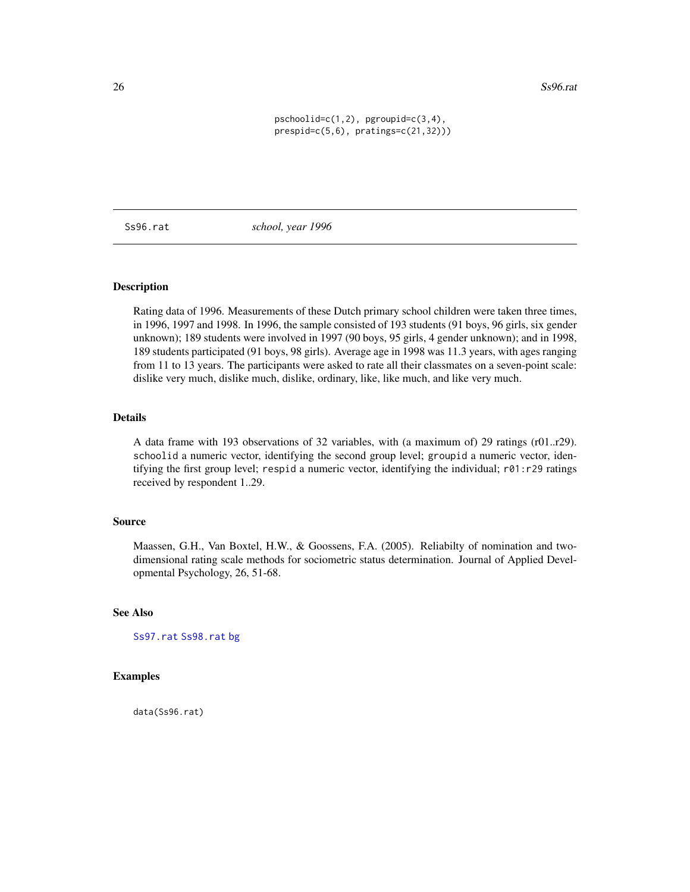```
pschoolid=c(1,2), pgroupid=c(3,4),
prespid=c(5,6), pratings=c(21,32)))
```

## Ss96.rat *school, year 1996*

### Description

Rating data of 1996. Measurements of these Dutch primary school children were taken three times, in 1996, 1997 and 1998. In 1996, the sample consisted of 193 students (91 boys, 96 girls, six gender unknown); 189 students were involved in 1997 (90 boys, 95 girls, 4 gender unknown); and in 1998, 189 students participated (91 boys, 98 girls). Average age in 1998 was 11.3 years, with ages ranging from 11 to 13 years. The participants were asked to rate all their classmates on a seven-point scale: dislike very much, dislike much, dislike, ordinary, like, like much, and like very much.

### Details

A data frame with 193 observations of 32 variables, with (a maximum of) 29 ratings (r01..r29). `schoolid` a numeric vector, identifying the second group level; `groupid` a numeric vector, identifying the first group level; `respid` a numeric vector, identifying the individual; `r01:r29` ratings received by respondent 1..29.

### Source

Maassen, G.H., Van Boxtel, H.W., & Goossens, F.A. (2005). Reliabilty of nomination and two-dimensional rating scale methods for sociometric status determination. Journal of Applied Developmental Psychology, 26, 51-68.

### See Also

`Ss97.rat` `Ss98.rat` `bg`

### Examples

```
data(Ss96.rat)
```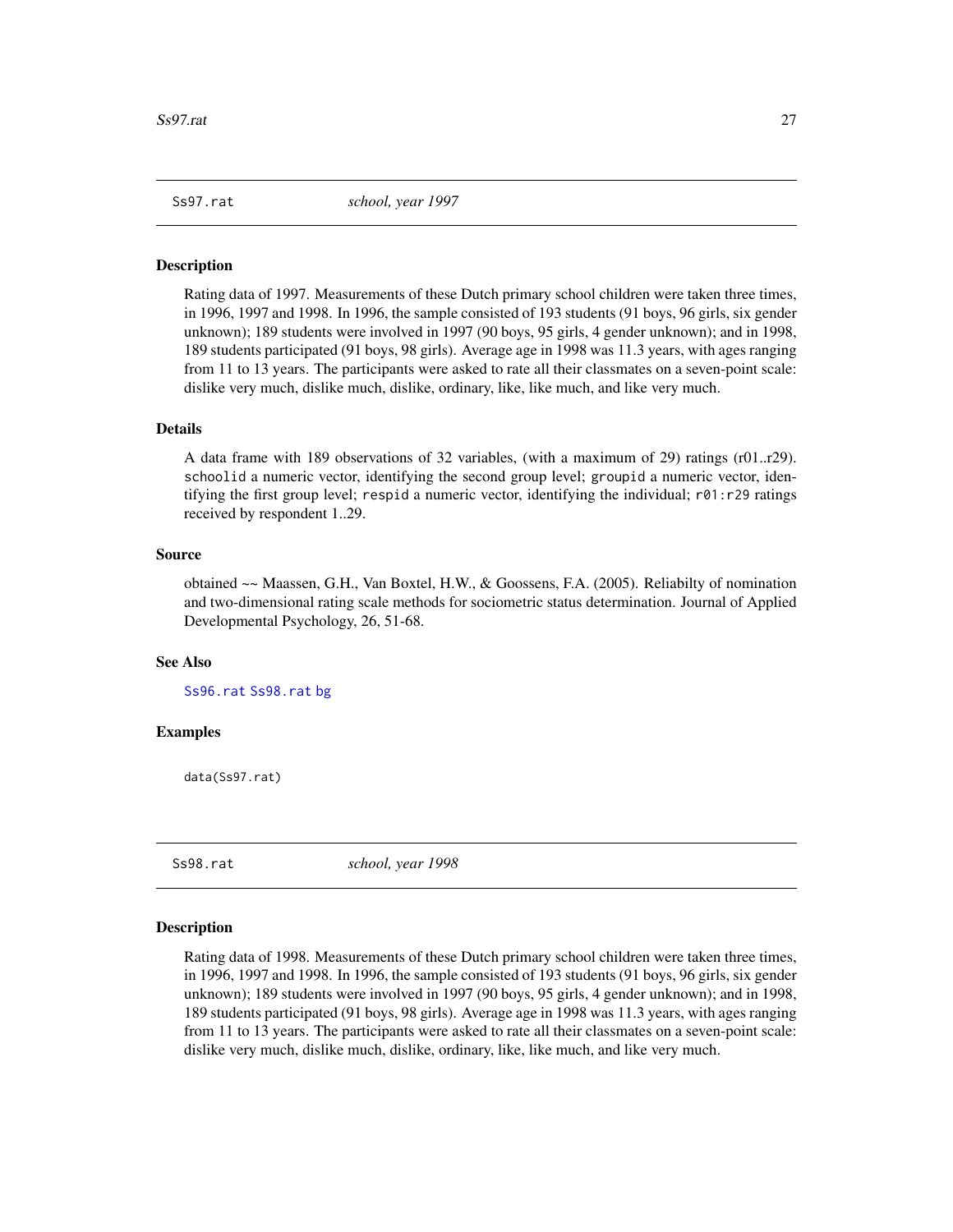## Ss97.rat *school, year 1997*

### Description

Rating data of 1997. Measurements of these Dutch primary school children were taken three times, in 1996, 1997 and 1998. In 1996, the sample consisted of 193 students (91 boys, 96 girls, six gender unknown); 189 students were involved in 1997 (90 boys, 95 girls, 4 gender unknown); and in 1998, 189 students participated (91 boys, 98 girls). Average age in 1998 was 11.3 years, with ages ranging from 11 to 13 years. The participants were asked to rate all their classmates on a seven-point scale: dislike very much, dislike much, dislike, ordinary, like, like much, and like very much.

### Details

A data frame with 189 observations of 32 variables, (with a maximum of 29) ratings (r01..r29). `schoolid` a numeric vector, identifying the second group level; `groupid` a numeric vector, identifying the first group level; `respid` a numeric vector, identifying the individual; `r01:r29` ratings received by respondent 1..29.

### Source

obtained ~~ Maassen, G.H., Van Boxtel, H.W., & Goossens, F.A. (2005). Reliabilty of nomination and two-dimensional rating scale methods for sociometric status determination. Journal of Applied Developmental Psychology, 26, 51-68.

### See Also

`Ss96.rat` `Ss98.rat` `bg`

### Examples

```
data(Ss97.rat)
```

## Ss98.rat *school, year 1998*

### Description

Rating data of 1998. Measurements of these Dutch primary school children were taken three times, in 1996, 1997 and 1998. In 1996, the sample consisted of 193 students (91 boys, 96 girls, six gender unknown); 189 students were involved in 1997 (90 boys, 95 girls, 4 gender unknown); and in 1998, 189 students participated (91 boys, 98 girls). Average age in 1998 was 11.3 years, with ages ranging from 11 to 13 years. The participants were asked to rate all their classmates on a seven-point scale: dislike very much, dislike much, dislike, ordinary, like, like much, and like very much.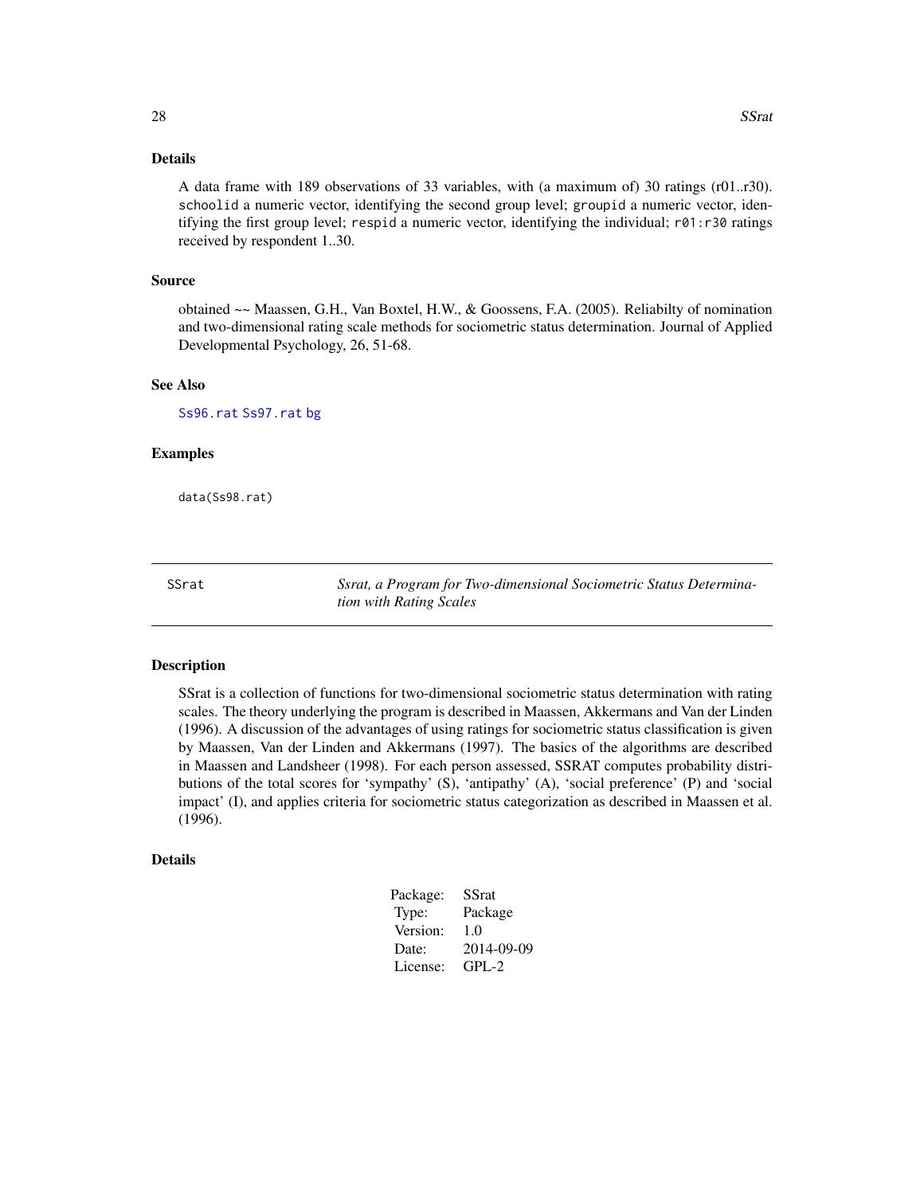## Details

A data frame with 189 observations of 33 variables, with (a maximum of) 30 ratings (r01..r30). `schoolid` a numeric vector, identifying the second group level; `groupid` a numeric vector, identifying the first group level; `respid` a numeric vector, identifying the individual; `r01:r30` ratings received by respondent 1..30.

## Source

obtained ~~ Maassen, G.H., Van Boxtel, H.W., & Goossens, F.A. (2005). Reliabilty of nomination and two-dimensional rating scale methods for sociometric status determination. Journal of Applied Developmental Psychology, 26, 51-68.

## See Also

Ss96.rat Ss97.rat bg

## Examples

```
data(Ss98.rat)
```

---

SSrat — *Ssrat, a Program for Two-dimensional Sociometric Status Determination with Rating Scales*

---

## Description

SSrat is a collection of functions for two-dimensional sociometric status determination with rating scales. The theory underlying the program is described in Maassen, Akkermans and Van der Linden (1996). A discussion of the advantages of using ratings for sociometric status classification is given by Maassen, Van der Linden and Akkermans (1997). The basics of the algorithms are described in Maassen and Landsheer (1998). For each person assessed, SSRAT computes probability distributions of the total scores for 'sympathy' (S), 'antipathy' (A), 'social preference' (P) and 'social impact' (I), and applies criteria for sociometric status categorization as described in Maassen et al. (1996).

## Details

| | |
|---|---|
| Package: | SSrat |
| Type: | Package |
| Version: | 1.0 |
| Date: | 2014-09-09 |
| License: | GPL-2 |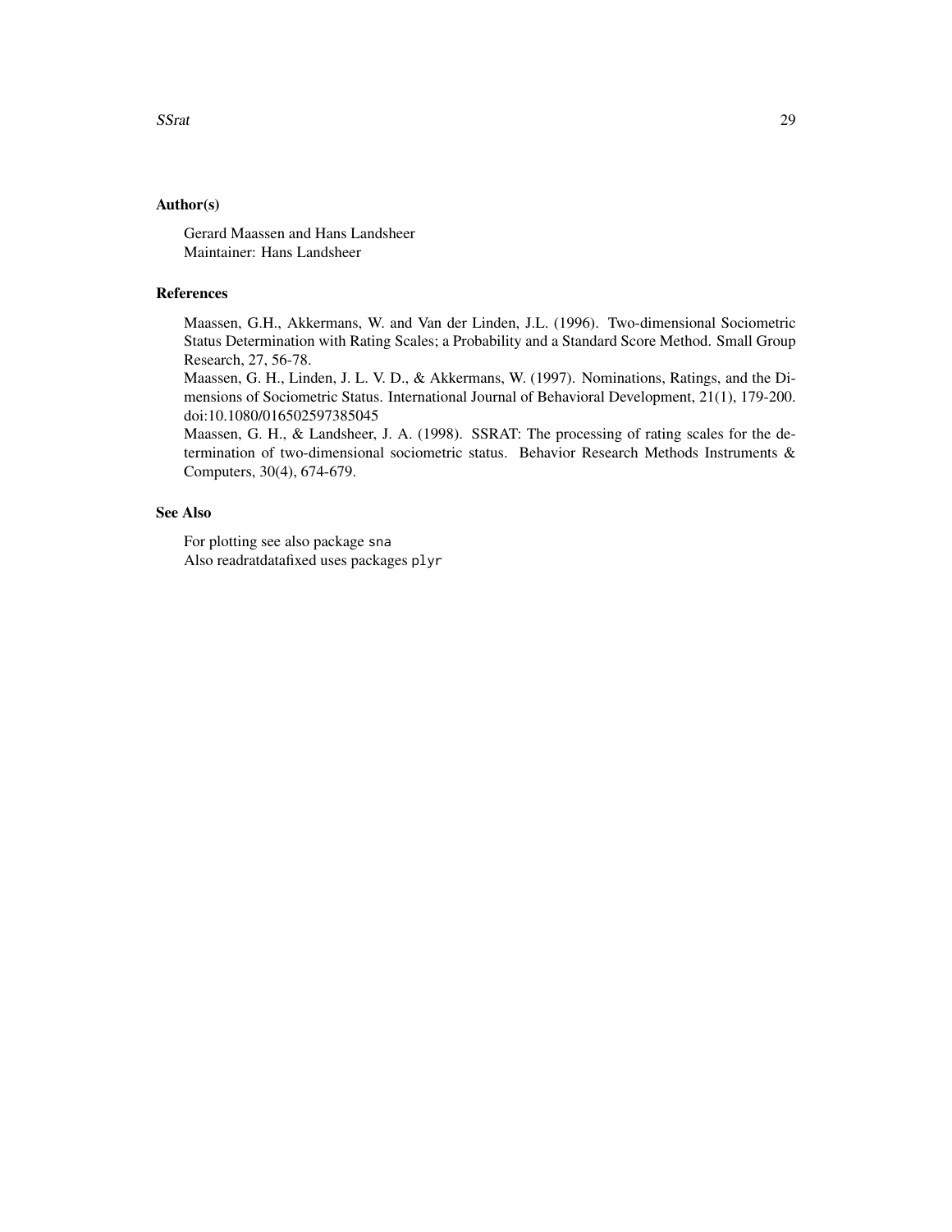## Author(s)

Gerard Maassen and Hans Landsheer
Maintainer: Hans Landsheer

## References

Maassen, G.H., Akkermans, W. and Van der Linden, J.L. (1996). Two-dimensional Sociometric Status Determination with Rating Scales; a Probability and a Standard Score Method. Small Group Research, 27, 56-78.
Maassen, G. H., Linden, J. L. V. D., & Akkermans, W. (1997). Nominations, Ratings, and the Dimensions of Sociometric Status. International Journal of Behavioral Development, 21(1), 179-200. doi:10.1080/016502597385045
Maassen, G. H., & Landsheer, J. A. (1998). SSRAT: The processing of rating scales for the determination of two-dimensional sociometric status. Behavior Research Methods Instruments & Computers, 30(4), 674-679.

## See Also

For plotting see also package `sna`
Also readratdatafixed uses packages `plyr`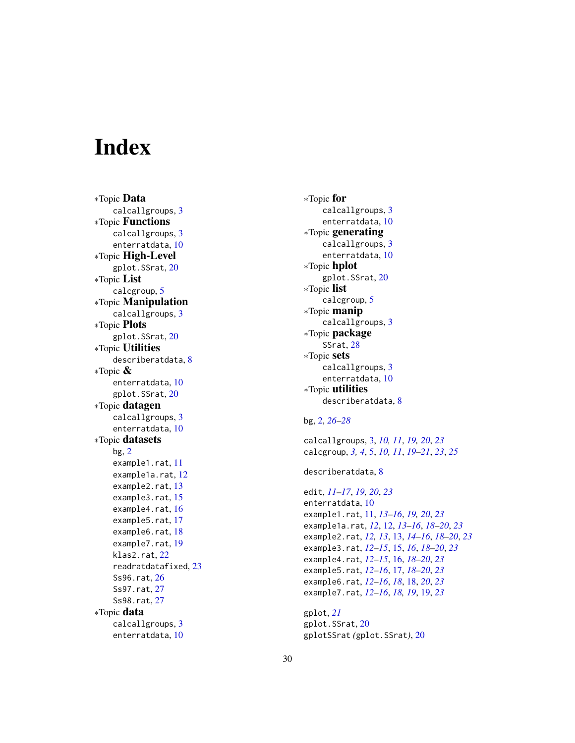# Index

*Topic **Data**
  calcallgroups, 3
*Topic **Functions**
  calcallgroups, 3
  enterratdata, 10
*Topic **High-Level**
  gplot.SSrat, 20
*Topic **List**
  calcgroup, 5
*Topic **Manipulation**
  calcallgroups, 3
*Topic **Plots**
  gplot.SSrat, 20
*Topic **Utilities**
  describeratdata, 8
*Topic **&**
  enterratdata, 10
  gplot.SSrat, 20
*Topic **datagen**
  calcallgroups, 3
  enterratdata, 10
*Topic **datasets**
  bg, 2
  example1.rat, 11
  example1a.rat, 12
  example2.rat, 13
  example3.rat, 15
  example4.rat, 16
  example5.rat, 17
  example6.rat, 18
  example7.rat, 19
  klas2.rat, 22
  readratdatafixed, 23
  Ss96.rat, 26
  Ss97.rat, 27
  Ss98.rat, 27
*Topic **data**
  calcallgroups, 3
  enterratdata, 10
*Topic **for**
  calcallgroups, 3
  enterratdata, 10
*Topic **generating**
  calcallgroups, 3
  enterratdata, 10
*Topic **hplot**
  gplot.SSrat, 20
*Topic **list**
  calcgroup, 5
*Topic **manip**
  calcallgroups, 3
*Topic **package**
  SSrat, 28
*Topic **sets**
  calcallgroups, 3
  enterratdata, 10
*Topic **utilities**
  describeratdata, 8

bg, 2, *26–28*

calcallgroups, 3, *10, 11*, *19, 20*, *23*
calcgroup, *3, 4*, 5, *10, 11*, *19–21*, *23*, *25*

describeratdata, 8

edit, *11–17*, *19, 20*, *23*
enterratdata, 10
example1.rat, 11, *13–16*, *19, 20*, *23*
example1a.rat, *12*, 12, *13–16*, *18–20*, *23*
example2.rat, *12*, *13*, 13, *14–16*, *18–20*, *23*
example3.rat, *12–15*, 15, *16*, *18–20*, *23*
example4.rat, *12–15*, 16, *18–20*, *23*
example5.rat, *12–16*, 17, *18–20*, *23*
example6.rat, *12–16*, *18*, 18, *20*, *23*
example7.rat, *12–16*, *18, 19*, 19, *23*

gplot, *21*
gplot.SSrat, 20
gplotSSrat *(gplot.SSrat)*, 20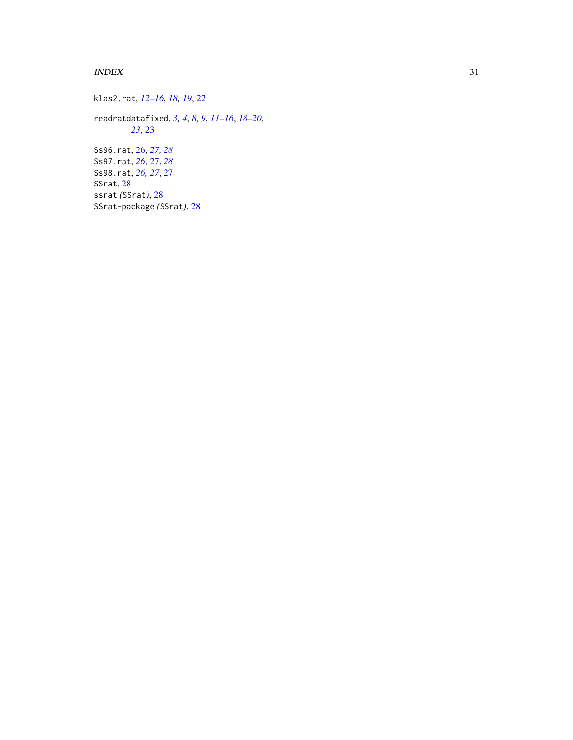klas2.rat, *12–16*, *18, 19*, 22

readratdatafixed, *3, 4*, *8, 9*, *11–16*, *18–20*, *23*, 23

Ss96.rat, 26, *27, 28*
Ss97.rat, *26*, 27, *28*
Ss98.rat, *26, 27*, 27
SSrat, 28
ssrat *(*SSrat*)*, 28
SSrat-package *(*SSrat*)*, 28